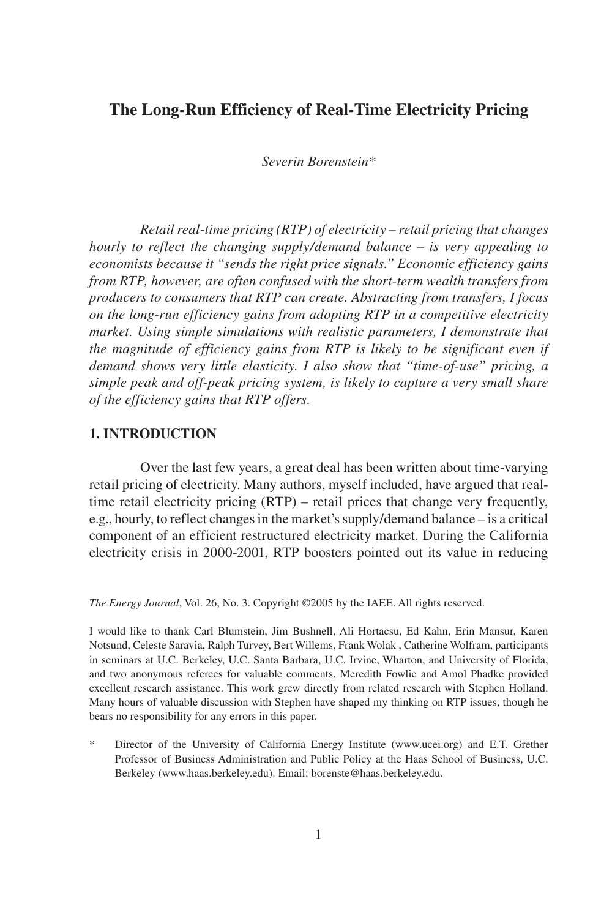# The Long-Run Efficiency of Real-Time Electricity Pricing

*Severin Borenstein\**

*Retail real-time pricing (RTP) of electricity – retail pricing that changes hourly to reflect the changing supply/demand balance – is very appealing to economists because it "sends the right price signals." Economic efficiency gains from RTP, however, are often confused with the short-term wealth transfers from producers to consumers that RTP can create. Abstracting from transfers, I focus on the long-run efficiency gains from adopting RTP in a competitive electricity market. Using simple simulations with realistic parameters, I demonstrate that the magnitude of efficiency gains from RTP is likely to be significant even if demand shows very little elasticity. I also show that "time-of-use" pricing, a simple peak and off-peak pricing system, is likely to capture a very small share of the efficiency gains that RTP offers.*

## 1. INTRODUCTION

Over the last few years, a great deal has been written about time-varying retail pricing of electricity. Many authors, myself included, have argued that real-time retail electricity pricing (RTP) – retail prices that change very frequently, e.g., hourly, to reflect changes in the market's supply/demand balance – is a critical component of an efficient restructured electricity market. During the California electricity crisis in 2000-2001, RTP boosters pointed out its value in reducing

*The Energy Journal*, Vol. 26, No. 3. Copyright ©2005 by the IAEE. All rights reserved.

I would like to thank Carl Blumstein, Jim Bushnell, Ali Hortacsu, Ed Kahn, Erin Mansur, Karen Notsund, Celeste Saravia, Ralph Turvey, Bert Willems, Frank Wolak , Catherine Wolfram, participants in seminars at U.C. Berkeley, U.C. Santa Barbara, U.C. Irvine, Wharton, and University of Florida, and two anonymous referees for valuable comments. Meredith Fowlie and Amol Phadke provided excellent research assistance. This work grew directly from related research with Stephen Holland. Many hours of valuable discussion with Stephen have shaped my thinking on RTP issues, though he bears no responsibility for any errors in this paper.

\* Director of the University of California Energy Institute (www.ucei.org) and E.T. Grether Professor of Business Administration and Public Policy at the Haas School of Business, U.C. Berkeley (www.haas.berkeley.edu). Email: borenste@haas.berkeley.edu.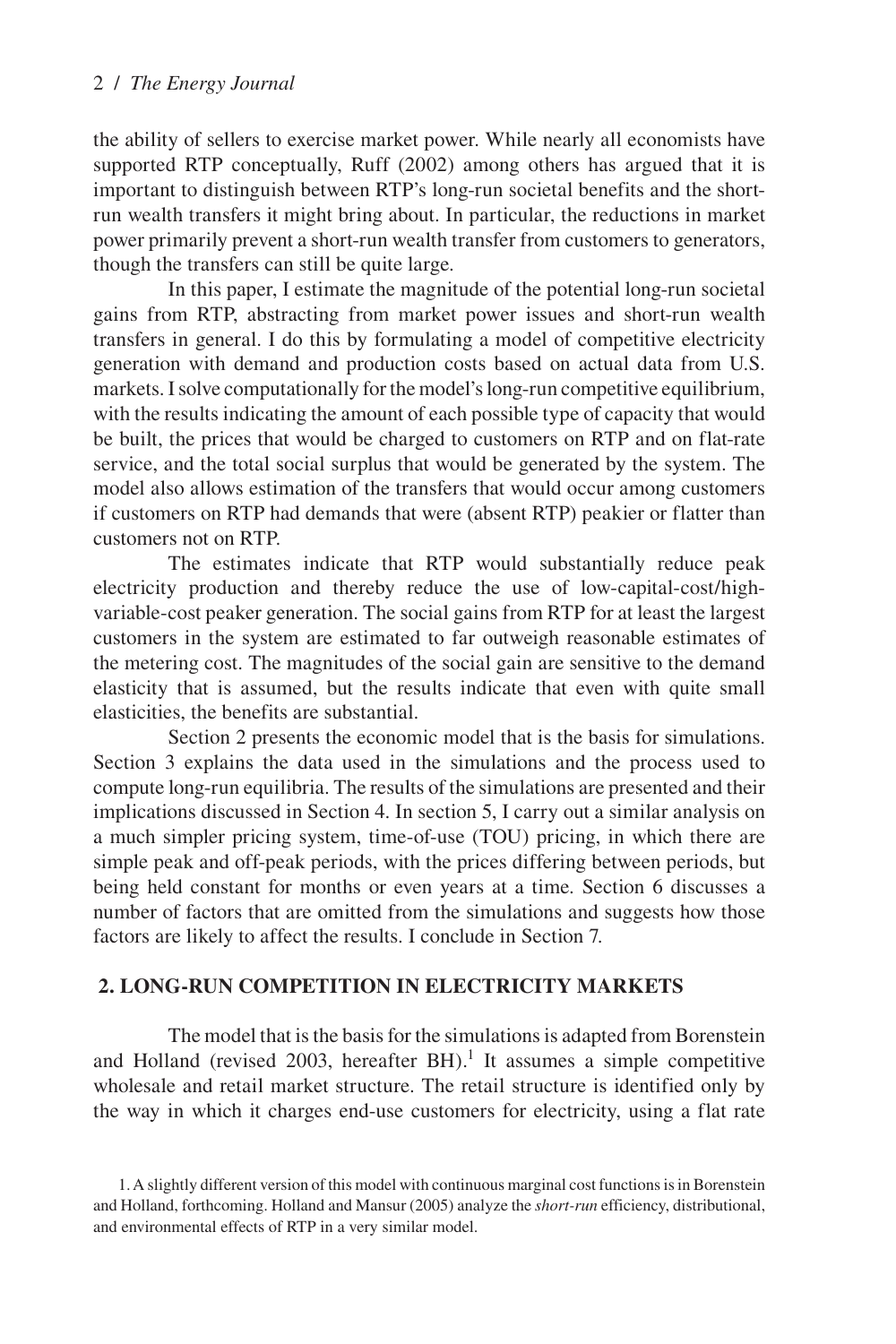the ability of sellers to exercise market power. While nearly all economists have supported RTP conceptually, Ruff (2002) among others has argued that it is important to distinguish between RTP's long-run societal benefits and the short-run wealth transfers it might bring about. In particular, the reductions in market power primarily prevent a short-run wealth transfer from customers to generators, though the transfers can still be quite large.

In this paper, I estimate the magnitude of the potential long-run societal gains from RTP, abstracting from market power issues and short-run wealth transfers in general. I do this by formulating a model of competitive electricity generation with demand and production costs based on actual data from U.S. markets. I solve computationally for the model's long-run competitive equilibrium, with the results indicating the amount of each possible type of capacity that would be built, the prices that would be charged to customers on RTP and on flat-rate service, and the total social surplus that would be generated by the system. The model also allows estimation of the transfers that would occur among customers if customers on RTP had demands that were (absent RTP) peakier or flatter than customers not on RTP.

The estimates indicate that RTP would substantially reduce peak electricity production and thereby reduce the use of low-capital-cost/high-variable-cost peaker generation. The social gains from RTP for at least the largest customers in the system are estimated to far outweigh reasonable estimates of the metering cost. The magnitudes of the social gain are sensitive to the demand elasticity that is assumed, but the results indicate that even with quite small elasticities, the benefits are substantial.

Section 2 presents the economic model that is the basis for simulations. Section 3 explains the data used in the simulations and the process used to compute long-run equilibria. The results of the simulations are presented and their implications discussed in Section 4. In section 5, I carry out a similar analysis on a much simpler pricing system, time-of-use (TOU) pricing, in which there are simple peak and off-peak periods, with the prices differing between periods, but being held constant for months or even years at a time. Section 6 discusses a number of factors that are omitted from the simulations and suggests how those factors are likely to affect the results. I conclude in Section 7.

## 2. LONG-RUN COMPETITION IN ELECTRICITY MARKETS

The model that is the basis for the simulations is adapted from Borenstein and Holland (revised 2003, hereafter BH).[1] It assumes a simple competitive wholesale and retail market structure. The retail structure is identified only by the way in which it charges end-use customers for electricity, using a flat rate

1. A slightly different version of this model with continuous marginal cost functions is in Borenstein and Holland, forthcoming. Holland and Mansur (2005) analyze the *short-run* efficiency, distributional, and environmental effects of RTP in a very similar model.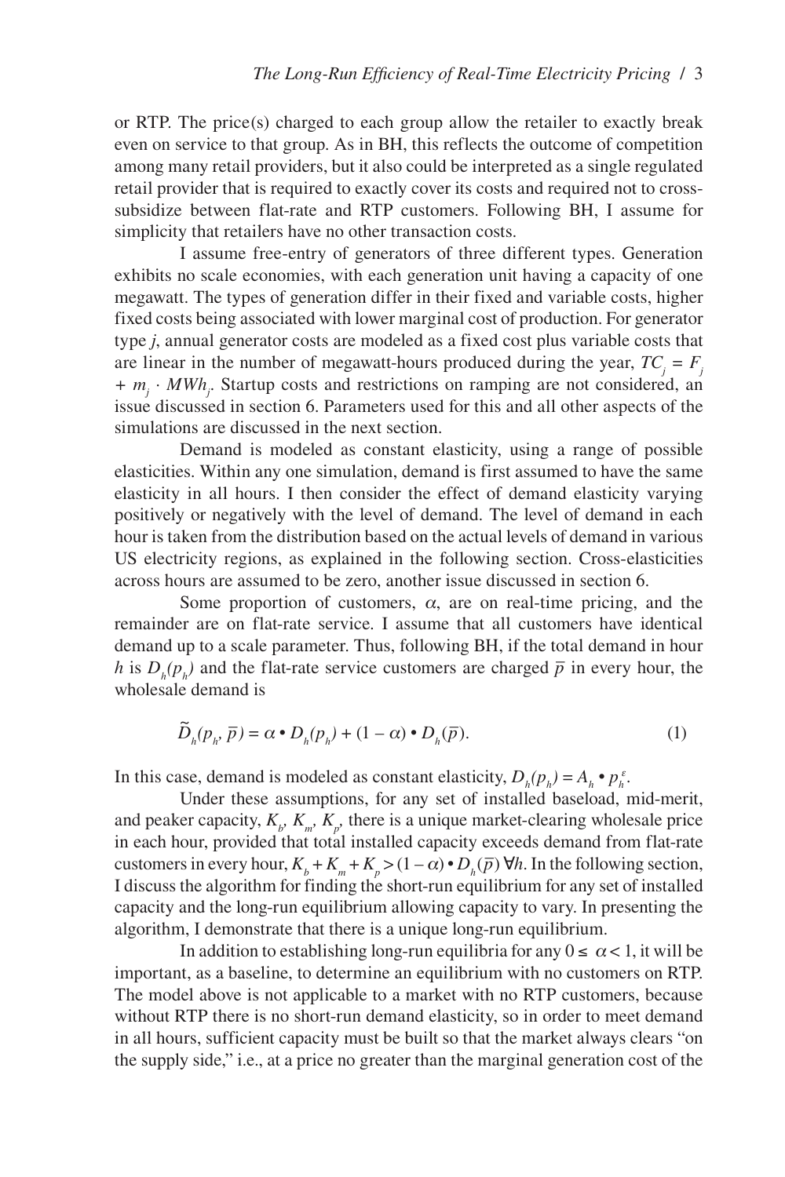or RTP. The price(s) charged to each group allow the retailer to exactly break even on service to that group. As in BH, this reflects the outcome of competition among many retail providers, but it also could be interpreted as a single regulated retail provider that is required to exactly cover its costs and required not to cross-subsidize between flat-rate and RTP customers. Following BH, I assume for simplicity that retailers have no other transaction costs.

I assume free-entry of generators of three different types. Generation exhibits no scale economies, with each generation unit having a capacity of one megawatt. The types of generation differ in their fixed and variable costs, higher fixed costs being associated with lower marginal cost of production. For generator type *j*, annual generator costs are modeled as a fixed cost plus variable costs that are linear in the number of megawatt-hours produced during the year, $TC_j = F_j + m_j \cdot MWh_j$. Startup costs and restrictions on ramping are not considered, an issue discussed in section 6. Parameters used for this and all other aspects of the simulations are discussed in the next section.

Demand is modeled as constant elasticity, using a range of possible elasticities. Within any one simulation, demand is first assumed to have the same elasticity in all hours. I then consider the effect of demand elasticity varying positively or negatively with the level of demand. The level of demand in each hour is taken from the distribution based on the actual levels of demand in various US electricity regions, as explained in the following section. Cross-elasticities across hours are assumed to be zero, another issue discussed in section 6.

Some proportion of customers, $\alpha$, are on real-time pricing, and the remainder are on flat-rate service. I assume that all customers have identical demand up to a scale parameter. Thus, following BH, if the total demand in hour $h$ is $D_h(p_h)$ and the flat-rate service customers are charged $\bar{p}$ in every hour, the wholesale demand is

$$\tilde{D}_h(p_h, \bar{p}) = \alpha \bullet D_h(p_h) + (1 - \alpha) \bullet D_h(\bar{p}). \tag{1}$$

In this case, demand is modeled as constant elasticity, $D_h(p_h) = A_h \bullet p_h^{\varepsilon}$.

Under these assumptions, for any set of installed baseload, mid-merit, and peaker capacity, $K_b$, $K_m$, $K_p$, there is a unique market-clearing wholesale price in each hour, provided that total installed capacity exceeds demand from flat-rate customers in every hour, $K_b + K_m + K_p > (1 - \alpha) \bullet D_h(\bar{p})\ \forall h$. In the following section, I discuss the algorithm for finding the short-run equilibrium for any set of installed capacity and the long-run equilibrium allowing capacity to vary. In presenting the algorithm, I demonstrate that there is a unique long-run equilibrium.

In addition to establishing long-run equilibria for any $0 \leq \alpha < 1$, it will be important, as a baseline, to determine an equilibrium with no customers on RTP. The model above is not applicable to a market with no RTP customers, because without RTP there is no short-run demand elasticity, so in order to meet demand in all hours, sufficient capacity must be built so that the market always clears "on the supply side," i.e., at a price no greater than the marginal generation cost of the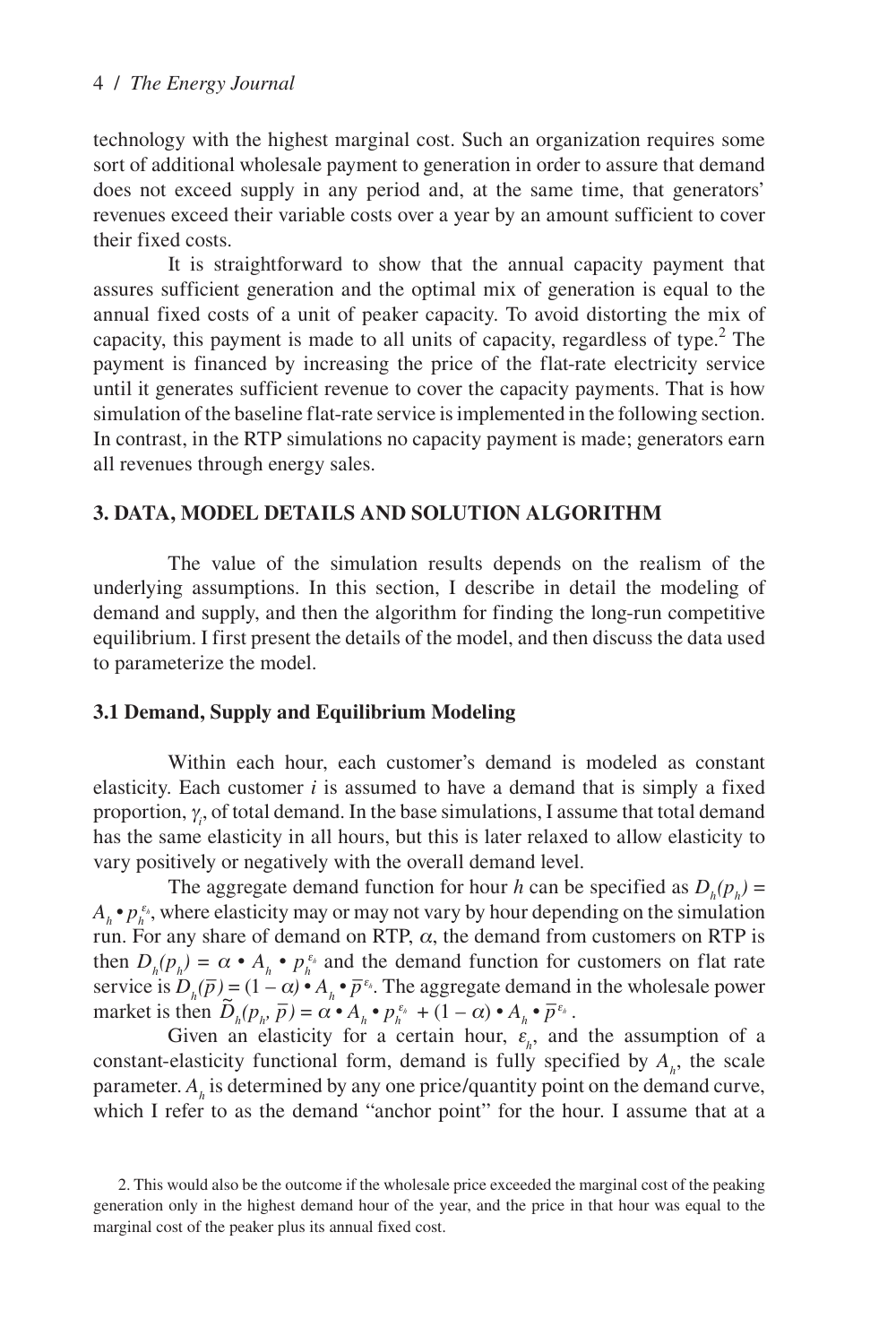technology with the highest marginal cost. Such an organization requires some sort of additional wholesale payment to generation in order to assure that demand does not exceed supply in any period and, at the same time, that generators' revenues exceed their variable costs over a year by an amount sufficient to cover their fixed costs.

It is straightforward to show that the annual capacity payment that assures sufficient generation and the optimal mix of generation is equal to the annual fixed costs of a unit of peaker capacity. To avoid distorting the mix of capacity, this payment is made to all units of capacity, regardless of type.[2] The payment is financed by increasing the price of the flat-rate electricity service until it generates sufficient revenue to cover the capacity payments. That is how simulation of the baseline flat-rate service is implemented in the following section. In contrast, in the RTP simulations no capacity payment is made; generators earn all revenues through energy sales.

## 3. DATA, MODEL DETAILS AND SOLUTION ALGORITHM

The value of the simulation results depends on the realism of the underlying assumptions. In this section, I describe in detail the modeling of demand and supply, and then the algorithm for finding the long-run competitive equilibrium. I first present the details of the model, and then discuss the data used to parameterize the model.

### 3.1 Demand, Supply and Equilibrium Modeling

Within each hour, each customer's demand is modeled as constant elasticity. Each customer $i$ is assumed to have a demand that is simply a fixed proportion, $\gamma_i$, of total demand. In the base simulations, I assume that total demand has the same elasticity in all hours, but this is later relaxed to allow elasticity to vary positively or negatively with the overall demand level.

The aggregate demand function for hour $h$ can be specified as $D_h(p_h) = A_h \cdot p_h^{\varepsilon_h}$, where elasticity may or may not vary by hour depending on the simulation run. For any share of demand on RTP, $\alpha$, the demand from customers on RTP is then $D_h(p_h) = \alpha \cdot A_h \cdot p_h^{\varepsilon_h}$ and the demand function for customers on flat rate service is $D_h(\bar{p}) = (1 - \alpha) \cdot A_h \cdot \bar{p}^{\varepsilon_h}$. The aggregate demand in the wholesale power market is then $\tilde{D}_h(p_h, \bar{p}) = \alpha \cdot A_h \cdot p_h^{\varepsilon_h} + (1 - \alpha) \cdot A_h \cdot \bar{p}^{\varepsilon_h}$.

Given an elasticity for a certain hour, $\varepsilon_h$, and the assumption of a constant-elasticity functional form, demand is fully specified by $A_h$, the scale parameter. $A_h$ is determined by any one price/quantity point on the demand curve, which I refer to as the demand "anchor point" for the hour. I assume that at a

2. This would also be the outcome if the wholesale price exceeded the marginal cost of the peaking generation only in the highest demand hour of the year, and the price in that hour was equal to the marginal cost of the peaker plus its annual fixed cost.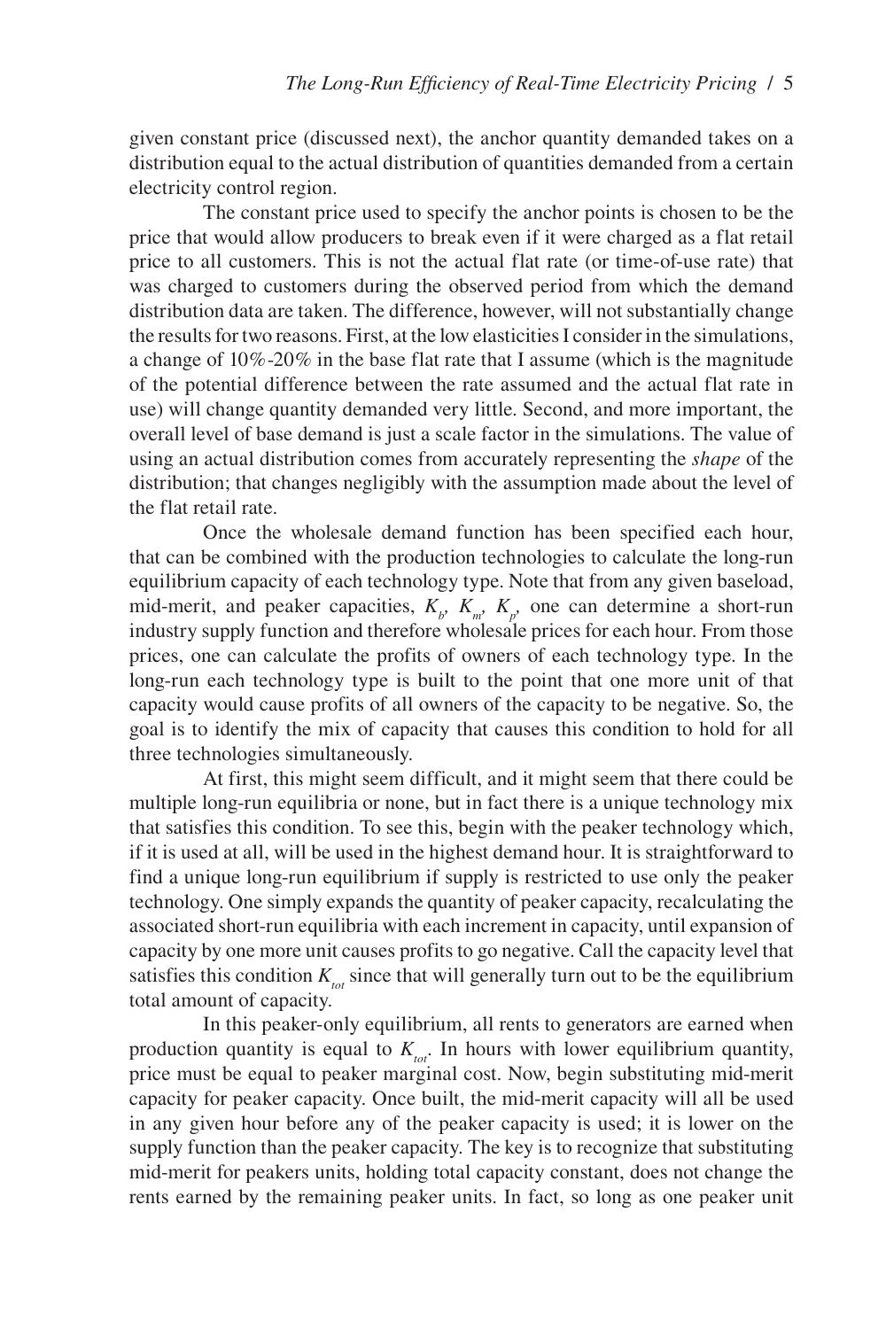given constant price (discussed next), the anchor quantity demanded takes on a distribution equal to the actual distribution of quantities demanded from a certain electricity control region.

The constant price used to specify the anchor points is chosen to be the price that would allow producers to break even if it were charged as a flat retail price to all customers. This is not the actual flat rate (or time-of-use rate) that was charged to customers during the observed period from which the demand distribution data are taken. The difference, however, will not substantially change the results for two reasons. First, at the low elasticities I consider in the simulations, a change of 10%-20% in the base flat rate that I assume (which is the magnitude of the potential difference between the rate assumed and the actual flat rate in use) will change quantity demanded very little. Second, and more important, the overall level of base demand is just a scale factor in the simulations. The value of using an actual distribution comes from accurately representing the *shape* of the distribution; that changes negligibly with the assumption made about the level of the flat retail rate.

Once the wholesale demand function has been specified each hour, that can be combined with the production technologies to calculate the long-run equilibrium capacity of each technology type. Note that from any given baseload, mid-merit, and peaker capacities, $K_b$, $K_m$, $K_p$, one can determine a short-run industry supply function and therefore wholesale prices for each hour. From those prices, one can calculate the profits of owners of each technology type. In the long-run each technology type is built to the point that one more unit of that capacity would cause profits of all owners of the capacity to be negative. So, the goal is to identify the mix of capacity that causes this condition to hold for all three technologies simultaneously.

At first, this might seem difficult, and it might seem that there could be multiple long-run equilibria or none, but in fact there is a unique technology mix that satisfies this condition. To see this, begin with the peaker technology which, if it is used at all, will be used in the highest demand hour. It is straightforward to find a unique long-run equilibrium if supply is restricted to use only the peaker technology. One simply expands the quantity of peaker capacity, recalculating the associated short-run equilibria with each increment in capacity, until expansion of capacity by one more unit causes profits to go negative. Call the capacity level that satisfies this condition $K_{tot}$ since that will generally turn out to be the equilibrium total amount of capacity.

In this peaker-only equilibrium, all rents to generators are earned when production quantity is equal to $K_{tot}$. In hours with lower equilibrium quantity, price must be equal to peaker marginal cost. Now, begin substituting mid-merit capacity for peaker capacity. Once built, the mid-merit capacity will all be used in any given hour before any of the peaker capacity is used; it is lower on the supply function than the peaker capacity. The key is to recognize that substituting mid-merit for peakers units, holding total capacity constant, does not change the rents earned by the remaining peaker units. In fact, so long as one peaker unit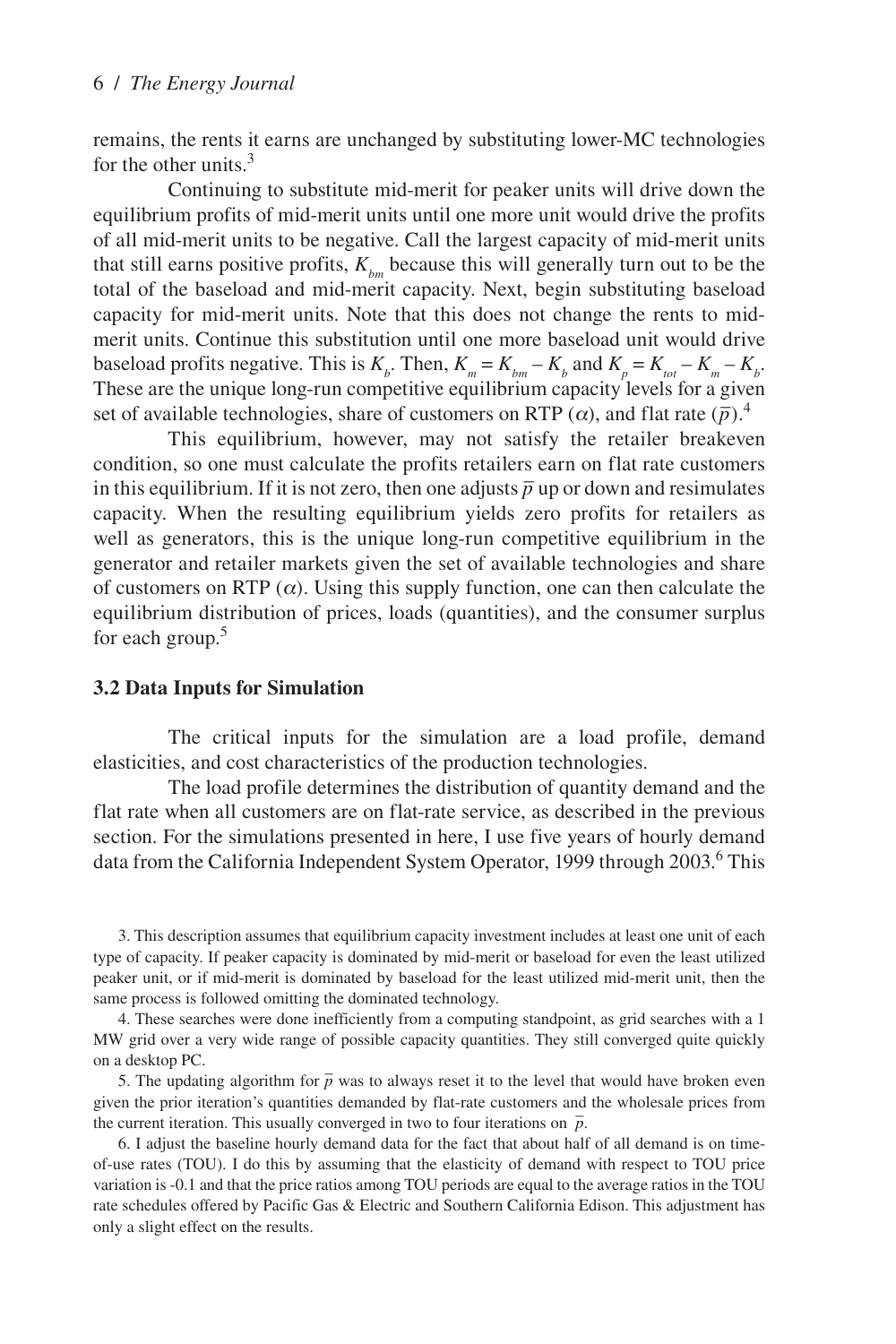remains, the rents it earns are unchanged by substituting lower-MC technologies for the other units.[3]

Continuing to substitute mid-merit for peaker units will drive down the equilibrium profits of mid-merit units until one more unit would drive the profits of all mid-merit units to be negative. Call the largest capacity of mid-merit units that still earns positive profits, $K_{bm}$ because this will generally turn out to be the total of the baseload and mid-merit capacity. Next, begin substituting baseload capacity for mid-merit units. Note that this does not change the rents to mid-merit units. Continue this substitution until one more baseload unit would drive baseload profits negative. This is $K_b$. Then, $K_m = K_{bm} - K_b$ and $K_p = K_{tot} - K_m - K_b$. These are the unique long-run competitive equilibrium capacity levels for a given set of available technologies, share of customers on RTP ($\alpha$), and flat rate ($\bar{p}$).[4]

This equilibrium, however, may not satisfy the retailer breakeven condition, so one must calculate the profits retailers earn on flat rate customers in this equilibrium. If it is not zero, then one adjusts $\bar{p}$ up or down and resimulates capacity. When the resulting equilibrium yields zero profits for retailers as well as generators, this is the unique long-run competitive equilibrium in the generator and retailer markets given the set of available technologies and share of customers on RTP ($\alpha$). Using this supply function, one can then calculate the equilibrium distribution of prices, loads (quantities), and the consumer surplus for each group.[5]

### 3.2 Data Inputs for Simulation

The critical inputs for the simulation are a load profile, demand elasticities, and cost characteristics of the production technologies.

The load profile determines the distribution of quantity demand and the flat rate when all customers are on flat-rate service, as described in the previous section. For the simulations presented in here, I use five years of hourly demand data from the California Independent System Operator, 1999 through 2003.[6] This

3. This description assumes that equilibrium capacity investment includes at least one unit of each type of capacity. If peaker capacity is dominated by mid-merit or baseload for even the least utilized peaker unit, or if mid-merit is dominated by baseload for the least utilized mid-merit unit, then the same process is followed omitting the dominated technology.

4. These searches were done inefficiently from a computing standpoint, as grid searches with a 1 MW grid over a very wide range of possible capacity quantities. They still converged quite quickly on a desktop PC.

5. The updating algorithm for $\bar{p}$ was to always reset it to the level that would have broken even given the prior iteration's quantities demanded by flat-rate customers and the wholesale prices from the current iteration. This usually converged in two to four iterations on $\bar{p}$.

6. I adjust the baseline hourly demand data for the fact that about half of all demand is on time-of-use rates (TOU). I do this by assuming that the elasticity of demand with respect to TOU price variation is -0.1 and that the price ratios among TOU periods are equal to the average ratios in the TOU rate schedules offered by Pacific Gas & Electric and Southern California Edison. This adjustment has only a slight effect on the results.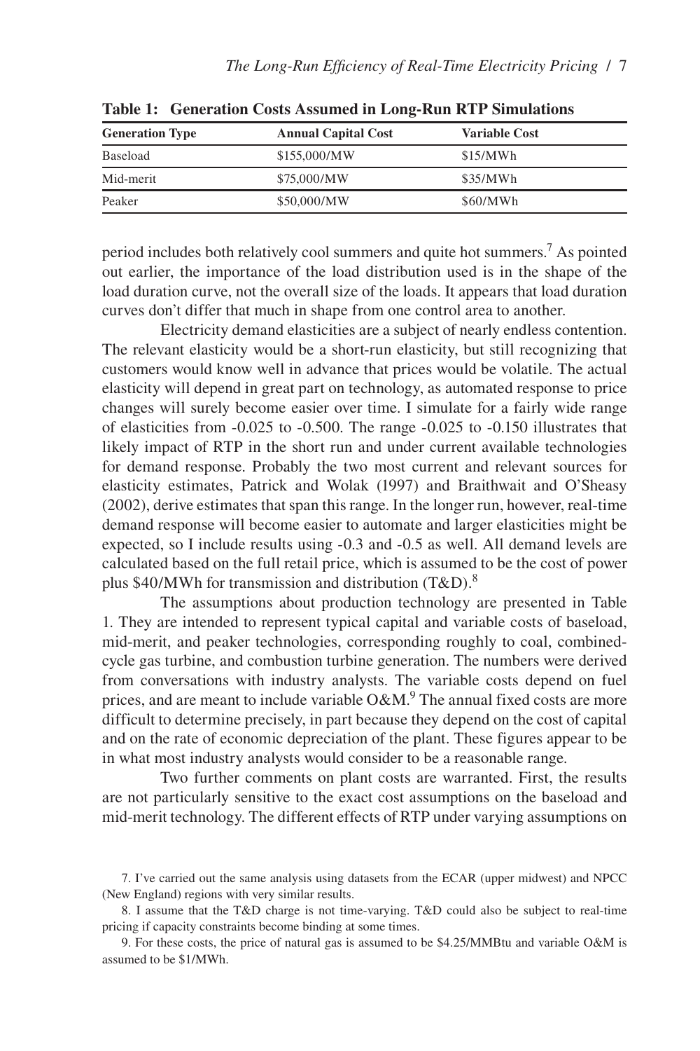**Table 1: Generation Costs Assumed in Long-Run RTP Simulations**

| Generation Type | Annual Capital Cost | Variable Cost |
| --- | --- | --- |
| Baseload | $155,000/MW | $15/MWh |
| Mid-merit | $75,000/MW | $35/MWh |
| Peaker | $50,000/MW | $60/MWh |

period includes both relatively cool summers and quite hot summers.[7] As pointed out earlier, the importance of the load distribution used is in the shape of the load duration curve, not the overall size of the loads. It appears that load duration curves don't differ that much in shape from one control area to another.

Electricity demand elasticities are a subject of nearly endless contention. The relevant elasticity would be a short-run elasticity, but still recognizing that customers would know well in advance that prices would be volatile. The actual elasticity will depend in great part on technology, as automated response to price changes will surely become easier over time. I simulate for a fairly wide range of elasticities from -0.025 to -0.500. The range -0.025 to -0.150 illustrates that likely impact of RTP in the short run and under current available technologies for demand response. Probably the two most current and relevant sources for elasticity estimates, Patrick and Wolak (1997) and Braithwait and O'Sheasy (2002), derive estimates that span this range. In the longer run, however, real-time demand response will become easier to automate and larger elasticities might be expected, so I include results using -0.3 and -0.5 as well. All demand levels are calculated based on the full retail price, which is assumed to be the cost of power plus $40/MWh for transmission and distribution (T&D).[8]

The assumptions about production technology are presented in Table 1. They are intended to represent typical capital and variable costs of baseload, mid-merit, and peaker technologies, corresponding roughly to coal, combined-cycle gas turbine, and combustion turbine generation. The numbers were derived from conversations with industry analysts. The variable costs depend on fuel prices, and are meant to include variable O&M.[9] The annual fixed costs are more difficult to determine precisely, in part because they depend on the cost of capital and on the rate of economic depreciation of the plant. These figures appear to be in what most industry analysts would consider to be a reasonable range.

Two further comments on plant costs are warranted. First, the results are not particularly sensitive to the exact cost assumptions on the baseload and mid-merit technology. The different effects of RTP under varying assumptions on

7. I've carried out the same analysis using datasets from the ECAR (upper midwest) and NPCC (New England) regions with very similar results.

8. I assume that the T&D charge is not time-varying. T&D could also be subject to real-time pricing if capacity constraints become binding at some times.

9. For these costs, the price of natural gas is assumed to be $4.25/MMBtu and variable O&M is assumed to be $1/MWh.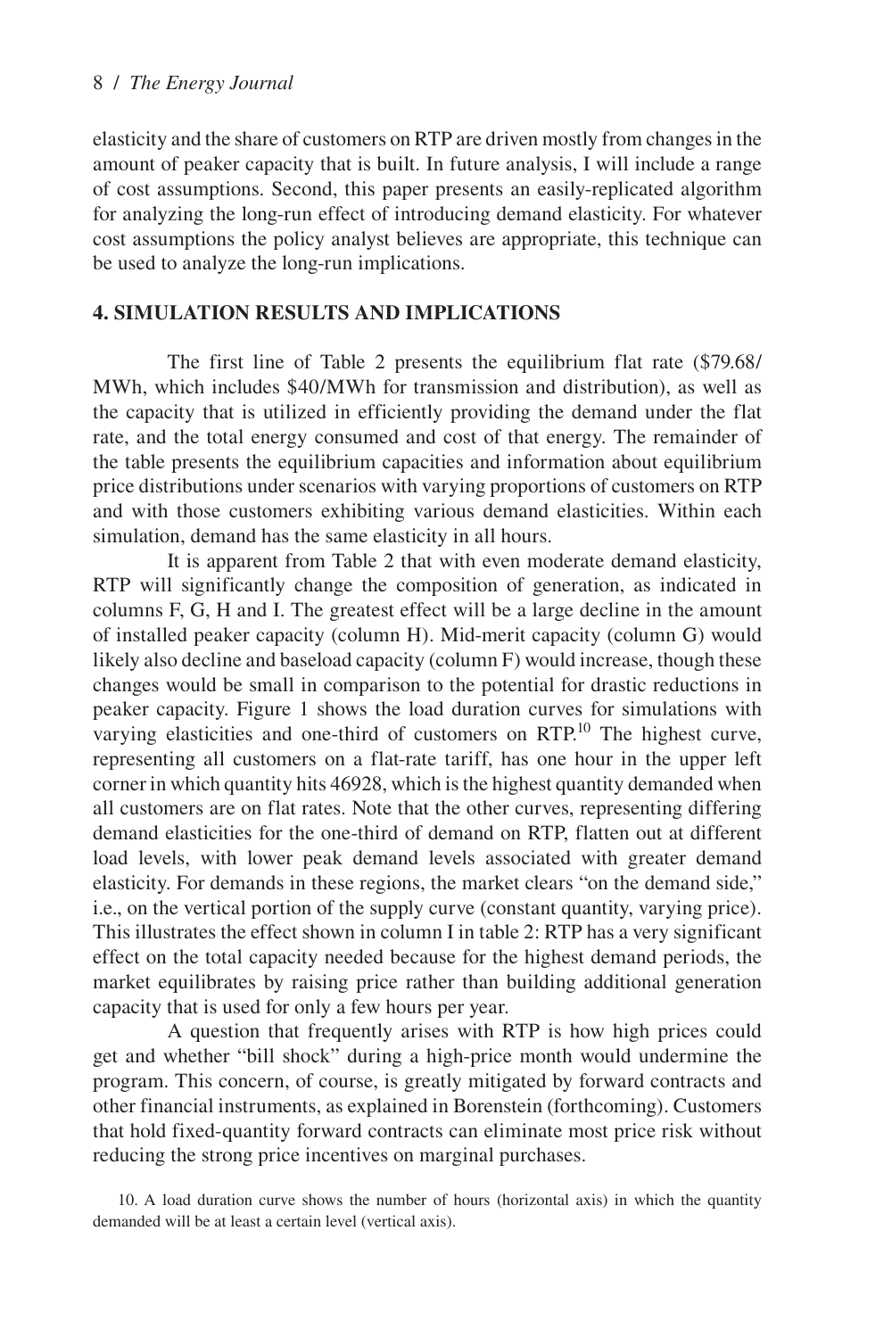elasticity and the share of customers on RTP are driven mostly from changes in the amount of peaker capacity that is built. In future analysis, I will include a range of cost assumptions. Second, this paper presents an easily-replicated algorithm for analyzing the long-run effect of introducing demand elasticity. For whatever cost assumptions the policy analyst believes are appropriate, this technique can be used to analyze the long-run implications.

## 4. SIMULATION RESULTS AND IMPLICATIONS

The first line of Table 2 presents the equilibrium flat rate ($79.68/MWh, which includes $40/MWh for transmission and distribution), as well as the capacity that is utilized in efficiently providing the demand under the flat rate, and the total energy consumed and cost of that energy. The remainder of the table presents the equilibrium capacities and information about equilibrium price distributions under scenarios with varying proportions of customers on RTP and with those customers exhibiting various demand elasticities. Within each simulation, demand has the same elasticity in all hours.

It is apparent from Table 2 that with even moderate demand elasticity, RTP will significantly change the composition of generation, as indicated in columns F, G, H and I. The greatest effect will be a large decline in the amount of installed peaker capacity (column H). Mid-merit capacity (column G) would likely also decline and baseload capacity (column F) would increase, though these changes would be small in comparison to the potential for drastic reductions in peaker capacity. Figure 1 shows the load duration curves for simulations with varying elasticities and one-third of customers on RTP.[10] The highest curve, representing all customers on a flat-rate tariff, has one hour in the upper left corner in which quantity hits 46928, which is the highest quantity demanded when all customers are on flat rates. Note that the other curves, representing differing demand elasticities for the one-third of demand on RTP, flatten out at different load levels, with lower peak demand levels associated with greater demand elasticity. For demands in these regions, the market clears "on the demand side," i.e., on the vertical portion of the supply curve (constant quantity, varying price). This illustrates the effect shown in column I in table 2: RTP has a very significant effect on the total capacity needed because for the highest demand periods, the market equilibrates by raising price rather than building additional generation capacity that is used for only a few hours per year.

A question that frequently arises with RTP is how high prices could get and whether "bill shock" during a high-price month would undermine the program. This concern, of course, is greatly mitigated by forward contracts and other financial instruments, as explained in Borenstein (forthcoming). Customers that hold fixed-quantity forward contracts can eliminate most price risk without reducing the strong price incentives on marginal purchases.

10. A load duration curve shows the number of hours (horizontal axis) in which the quantity demanded will be at least a certain level (vertical axis).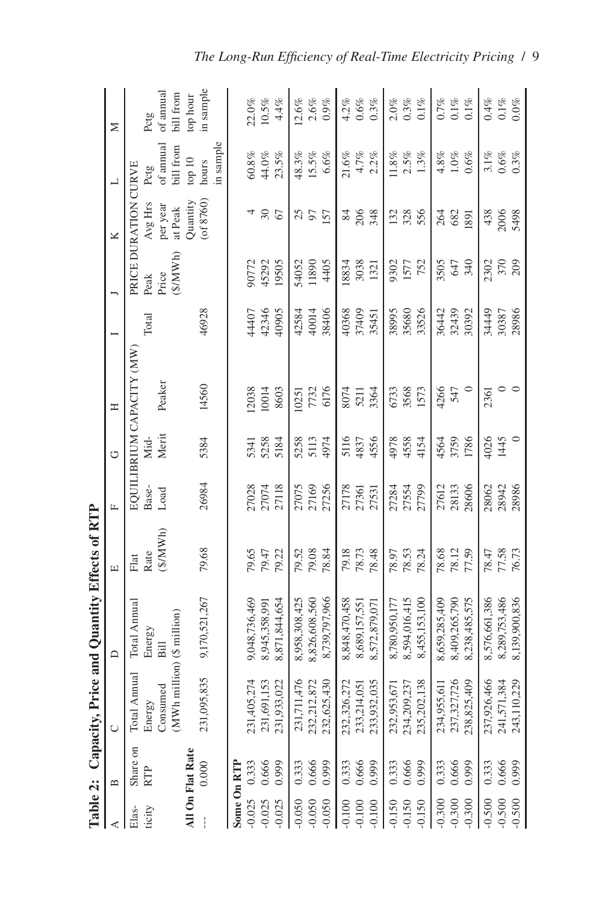**Table 2: Capacity, Price and Quantity Effects of RTP**

| A | B | C | D | E | F | G | H | I | J | K | L | M |
|---|---|---|---|---|---|---|---|---|---|---|---|---|
| Elasticity | Share on RTP | Total Annual Energy Consumed (MWh million) | Total Annual Energy Bill ($ million) | Flat Rate ($/MWh) | EQUILIBRIUM CAPACITY (MW) | | | | PRICE DURATION CURVE | | | Pctg of annual bill from top hour in sample |
| | | | | | Base-Load | Mid-Merit | Peaker | Total | Peak Price ($/MWh) | Avg Hrs per year at Peak Quantity (of 8760) | Pctg of annual bill from top 10 hours in sample | |
| **All On Flat Rate** | | | | | | | | | | | | |
| --- | 0.000 | 231,095,835 | 9,170,521,267 | 79.68 | 26984 | 5384 | 14560 | 46928 | | | | |
| **Some On RTP** | | | | | | | | | | | | |
| -0.025 | 0.333 | 231,405,274 | 9,048,736,469 | 79.65 | 27028 | 5341 | 12038 | 44407 | 90772 | 4 | 60.8% | 22.0% |
| -0.025 | 0.666 | 231,691,153 | 8,945,358,991 | 79.47 | 27074 | 5258 | 10014 | 42346 | 45292 | 30 | 44.0% | 10.5% |
| -0.025 | 0.999 | 231,933,022 | 8,871,844,654 | 79.22 | 27118 | 5184 | 8603 | 40905 | 19505 | 67 | 23.5% | 4.4% |
| -0.050 | 0.333 | 231,711,476 | 8,958,308,425 | 79.52 | 27075 | 5258 | 10251 | 42584 | 54052 | 25 | 48.3% | 12.6% |
| -0.050 | 0.666 | 232,212,872 | 8,826,608,560 | 79.08 | 27169 | 5113 | 7732 | 40014 | 11890 | 97 | 15.5% | 2.6% |
| -0.050 | 0.999 | 232,625,430 | 8,739,797,966 | 78.84 | 27256 | 4974 | 6176 | 38406 | 4405 | 157 | 6.6% | 0.9% |
| -0.100 | 0.333 | 232,326,272 | 8,848,470,458 | 79.18 | 27178 | 5116 | 8074 | 40368 | 18834 | 84 | 21.6% | 4.2% |
| -0.100 | 0.666 | 233,214,051 | 8,689,157,551 | 78.73 | 27361 | 4837 | 5211 | 37409 | 3038 | 206 | 4.7% | 0.6% |
| -0.100 | 0.999 | 233,932,035 | 8,572,879,071 | 78.48 | 27531 | 4556 | 3364 | 35451 | 1321 | 348 | 2.2% | 0.3% |
| -0.150 | 0.333 | 232,953,671 | 8,780,950,177 | 78.97 | 27284 | 4978 | 6733 | 38995 | 9302 | 132 | 11.8% | 2.0% |
| -0.150 | 0.666 | 234,209,237 | 8,,594,016,415 | 78.53 | 27554 | 4558 | 3568 | 35680 | 1577 | 328 | 2.5% | 0.3% |
| -0.150 | 0.999 | 235,202,138 | 8,455,153,100 | 78.24 | 27799 | 4154 | 1573 | 33526 | 752 | 556 | 1.3% | 0.1% |
| -0.300 | 0.333 | 234,955,611 | 8,659,285,409 | 78.68 | 27612 | 4564 | 4266 | 36442 | 3505 | 264 | 4.8% | 0.7% |
| -0.300 | 0.666 | 237,327,726 | 8,409,265,790 | 78.12 | 28133 | 3759 | 547 | 32439 | 647 | 682 | 1.0% | 0.1% |
| -0.300 | 0.999 | 238,825,409 | 8,238,485,575 | 77.59 | 28606 | 1786 | 0 | 30392 | 340 | 1891 | 0.6% | 0.1% |
| -0.500 | 0.333 | 237,926,466 | 8,576,661,386 | 78.47 | 28062 | 4026 | 2361 | 34449 | 2302 | 438 | 3.1% | 0.4% |
| -0.500 | 0.666 | 241,571,384 | 8,289,753,486 | 77.58 | 28942 | 1445 | 0 | 30387 | 370 | 2006 | 0.6% | 0.1% |
| -0.500 | 0.999 | 243,110,229 | 8,139,900,836 | 76.73 | 28986 | 0 | 0 | 28986 | 209 | 5498 | 0.3% | 0.0% |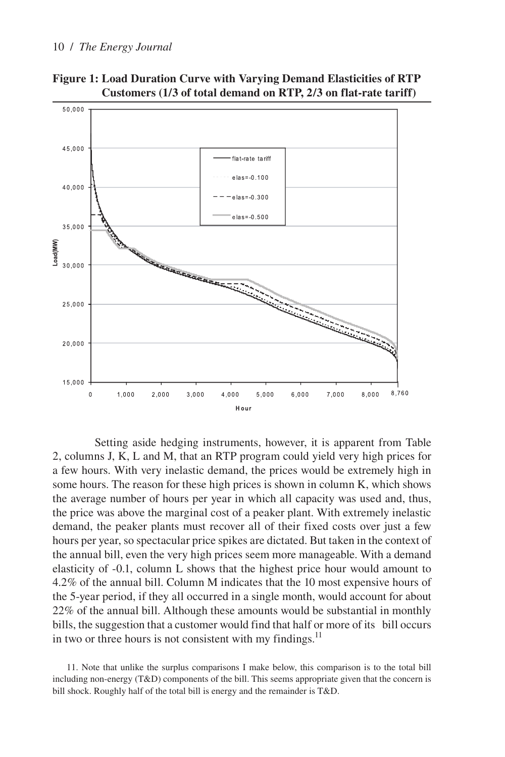**Figure 1: Load Duration Curve with Varying Demand Elasticities of RTP Customers (1/3 of total demand on RTP, 2/3 on flat-rate tariff)**

Setting aside hedging instruments, however, it is apparent from Table 2, columns J, K, L and M, that an RTP program could yield very high prices for a few hours. With very inelastic demand, the prices would be extremely high in some hours. The reason for these high prices is shown in column K, which shows the average number of hours per year in which all capacity was used and, thus, the price was above the marginal cost of a peaker plant. With extremely inelastic demand, the peaker plants must recover all of their fixed costs over just a few hours per year, so spectacular price spikes are dictated. But taken in the context of the annual bill, even the very high prices seem more manageable. With a demand elasticity of -0.1, column L shows that the highest price hour would amount to 4.2% of the annual bill. Column M indicates that the 10 most expensive hours of the 5-year period, if they all occurred in a single month, would account for about 22% of the annual bill. Although these amounts would be substantial in monthly bills, the suggestion that a customer would find that half or more of its bill occurs in two or three hours is not consistent with my findings.[11]

11. Note that unlike the surplus comparisons I make below, this comparison is to the total bill including non-energy (T&D) components of the bill. This seems appropriate given that the concern is bill shock. Roughly half of the total bill is energy and the remainder is T&D.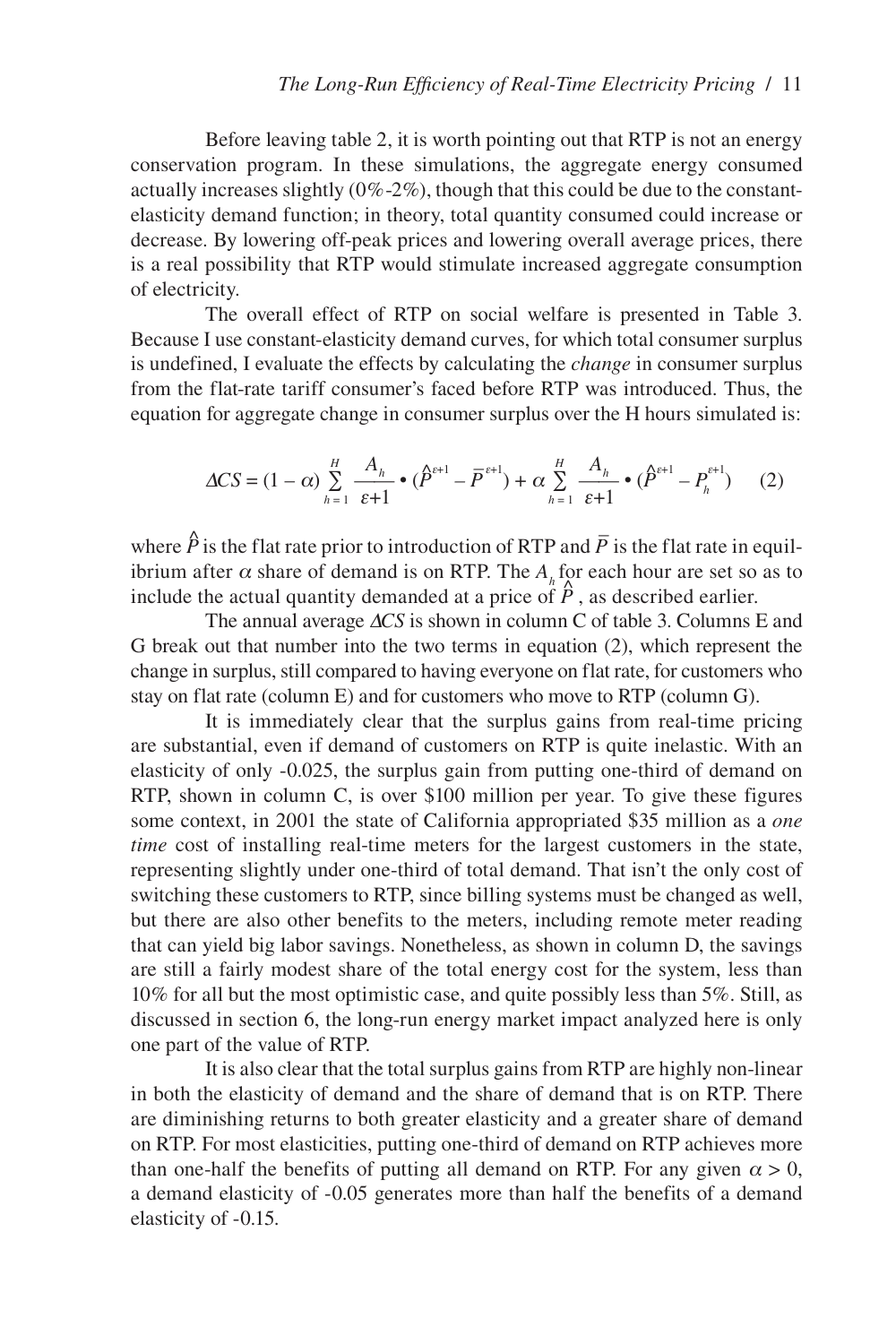Before leaving table 2, it is worth pointing out that RTP is not an energy conservation program. In these simulations, the aggregate energy consumed actually increases slightly (0%-2%), though that this could be due to the constant-elasticity demand function; in theory, total quantity consumed could increase or decrease. By lowering off-peak prices and lowering overall average prices, there is a real possibility that RTP would stimulate increased aggregate consumption of electricity.

The overall effect of RTP on social welfare is presented in Table 3. Because I use constant-elasticity demand curves, for which total consumer surplus is undefined, I evaluate the effects by calculating the *change* in consumer surplus from the flat-rate tariff consumer's faced before RTP was introduced. Thus, the equation for aggregate change in consumer surplus over the H hours simulated is:

$$\Delta CS = (1-\alpha)\sum_{h=1}^{H}\frac{A_h}{\varepsilon+1}\bullet(\hat{P}^{\varepsilon+1}-\bar{P}^{\varepsilon+1}) + \alpha\sum_{h=1}^{H}\frac{A_h}{\varepsilon+1}\bullet(\hat{P}^{\varepsilon+1}-P_h^{\varepsilon+1}) \qquad (2)$$

where $\hat{P}$ is the flat rate prior to introduction of RTP and $\bar{P}$ is the flat rate in equilibrium after $\alpha$ share of demand is on RTP. The $A_h$ for each hour are set so as to include the actual quantity demanded at a price of $\hat{P}$, as described earlier.

The annual average $\Delta CS$ is shown in column C of table 3. Columns E and G break out that number into the two terms in equation (2), which represent the change in surplus, still compared to having everyone on flat rate, for customers who stay on flat rate (column E) and for customers who move to RTP (column G).

It is immediately clear that the surplus gains from real-time pricing are substantial, even if demand of customers on RTP is quite inelastic. With an elasticity of only -0.025, the surplus gain from putting one-third of demand on RTP, shown in column C, is over \$100 million per year. To give these figures some context, in 2001 the state of California appropriated \$35 million as a *one time* cost of installing real-time meters for the largest customers in the state, representing slightly under one-third of total demand. That isn't the only cost of switching these customers to RTP, since billing systems must be changed as well, but there are also other benefits to the meters, including remote meter reading that can yield big labor savings. Nonetheless, as shown in column D, the savings are still a fairly modest share of the total energy cost for the system, less than 10% for all but the most optimistic case, and quite possibly less than 5%. Still, as discussed in section 6, the long-run energy market impact analyzed here is only one part of the value of RTP.

It is also clear that the total surplus gains from RTP are highly non-linear in both the elasticity of demand and the share of demand that is on RTP. There are diminishing returns to both greater elasticity and a greater share of demand on RTP. For most elasticities, putting one-third of demand on RTP achieves more than one-half the benefits of putting all demand on RTP. For any given $\alpha > 0$, a demand elasticity of -0.05 generates more than half the benefits of a demand elasticity of -0.15.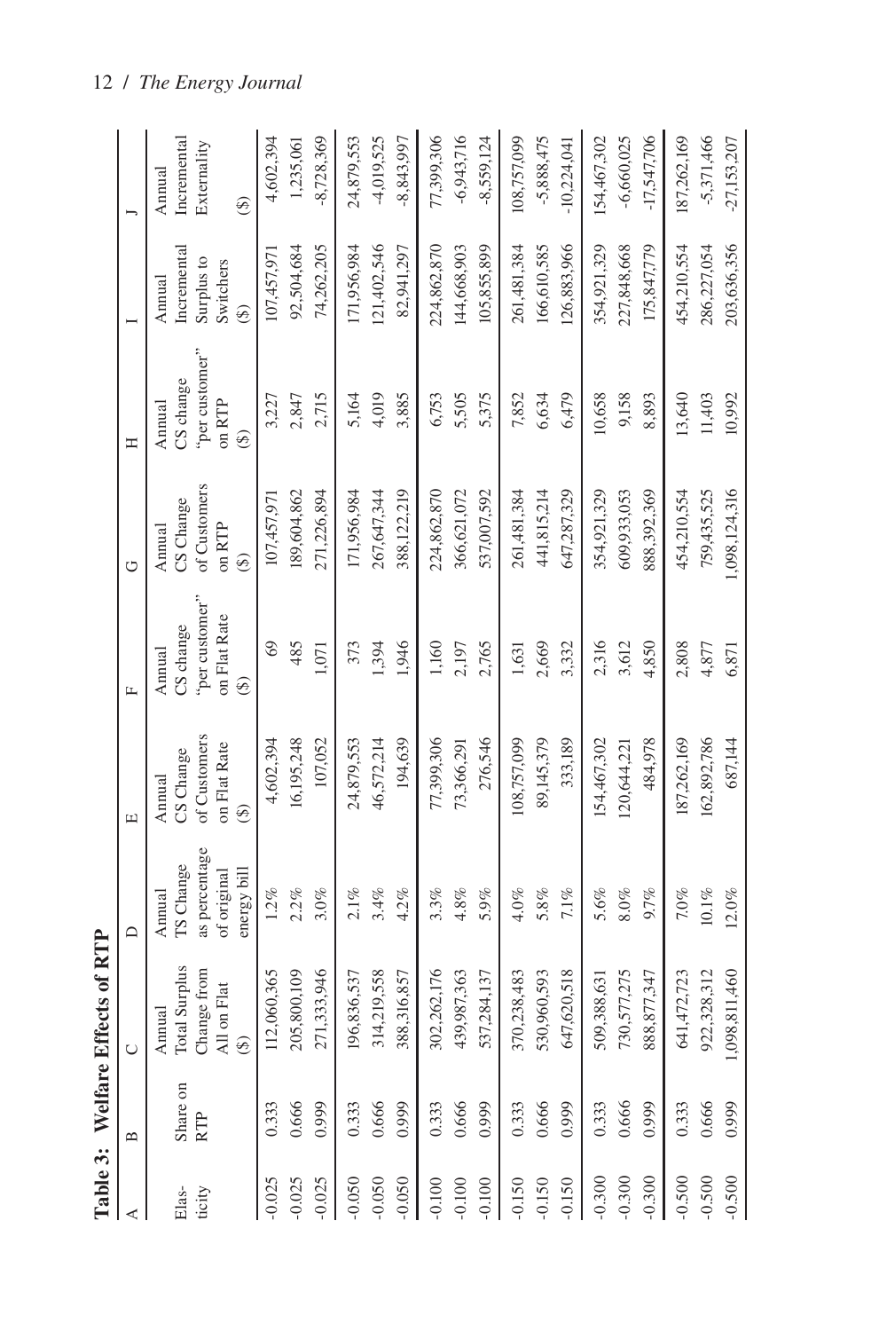**Table 3: Welfare Effects of RTP**

| A | B | C | D | E | F | G | H | I | J |
|---|---|---|---|---|---|---|---|---|---|
| Elasticity | Share on RTP | Annual Total Surplus Change from All on Flat ($) | Annual TS Change as percentage of original energy bill | Annual CS Change of Customers on Flat Rate ($) | Annual CS change "per customer" on Flat Rate ($) | Annual CS Change of Customers on RTP ($) | Annual CS change "per customer" on RTP ($) | Annual Incremental Surplus to Switchers ($) | Annual Incremental Externality ($) |
| -0.025 | 0.333 | 112,060,365 | 1.2% | 4,602,394 | 69 | 107,457,971 | 3,227 | 107,457,971 | 4,602,394 |
| -0.025 | 0.666 | 205,800,109 | 2.2% | 16,195,248 | 485 | 189,604,862 | 2,847 | 92,504,684 | 1,235,061 |
| -0.025 | 0.999 | 271,333,946 | 3.0% | 107,052 | 1,071 | 271,226,894 | 2,715 | 74,262,205 | -8,728,369 |
| -0.050 | 0.333 | 196,836,537 | 2.1% | 24,879,553 | 373 | 171,956,984 | 5,164 | 171,956,984 | 24,879,553 |
| -0.050 | 0.666 | 314,219,558 | 3.4% | 46,572,214 | 1,394 | 267,647,344 | 4,019 | 121,402,546 | -4,019,525 |
| -0.050 | 0.999 | 388,316,857 | 4.2% | 194,639 | 1,946 | 388,122,219 | 3,885 | 82,941,297 | -8,843,997 |
| -0.100 | 0.333 | 302,262,176 | 3.3% | 77,399,306 | 1,160 | 224,862,870 | 6,753 | 224,862,870 | 77,399,306 |
| -0.100 | 0.666 | 439,987,363 | 4.8% | 73,366,291 | 2,197 | 366,621,072 | 5,505 | 144,668,903 | -6,943,716 |
| -0.100 | 0.999 | 537,284,137 | 5.9% | 276,546 | 2,765 | 537,007,592 | 5,375 | 105,855,899 | -8,559,124 |
| -0.150 | 0.333 | 370,238,483 | 4.0% | 108,757,099 | 1,631 | 261,481,384 | 7,852 | 261,481,384 | 108,757,099 |
| -0.150 | 0.666 | 530,960,593 | 5.8% | 89,145,379 | 2,669 | 441,815,214 | 6,634 | 166,610,585 | -5,888,475 |
| -0.150 | 0.999 | 647,620,518 | 7.1% | 333,189 | 3,332 | 647,287,329 | 6,479 | 126,883,966 | -10,224,041 |
| -0.300 | 0.333 | 509,388,631 | 5.6% | 154,467,302 | 2,316 | 354,921,329 | 10,658 | 354,921,329 | 154,467,302 |
| -0.300 | 0.666 | 730,577,275 | 8.0% | 120,644,221 | 3,612 | 609,933,053 | 9,158 | 227,848,668 | -6,660,025 |
| -0.300 | 0.999 | 888,877,347 | 9.7% | 484,978 | 4,850 | 888,392,369 | 8,893 | 175,847,779 | -17,547,706 |
| -0.500 | 0.333 | 641,472,723 | 7.0% | 187,262,169 | 2,808 | 454,210,554 | 13,640 | 454,210,554 | 187,262,169 |
| -0.500 | 0.666 | 922,328,312 | 10.1% | 162,892,786 | 4,877 | 759,435,525 | 11,403 | 286,227,054 | -5,371,466 |
| -0.500 | 0.999 | 1,098,811,460 | 12.0% | 687,144 | 6,871 | 1,098,124,316 | 10,992 | 203,636,356 | -27,153,207 |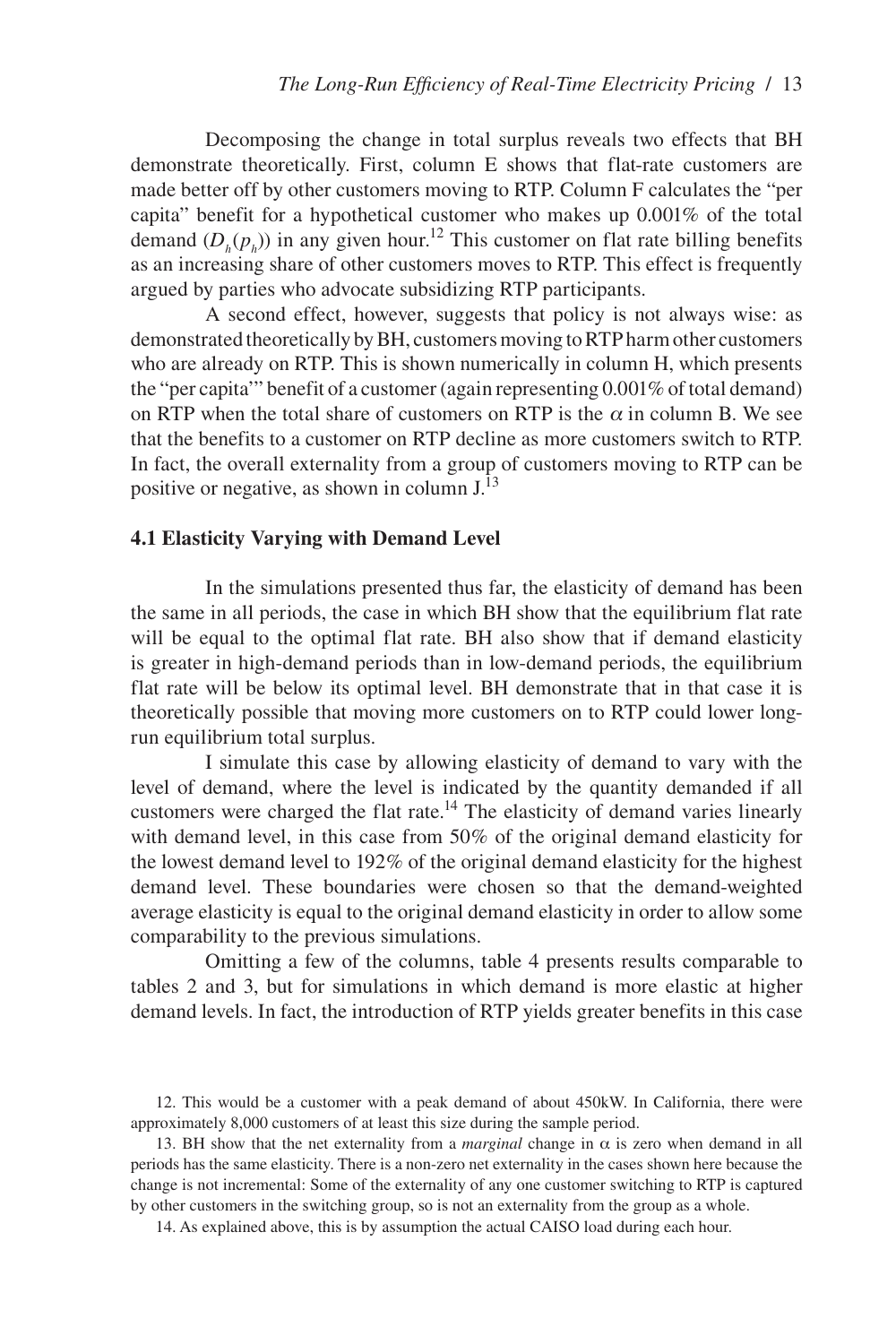Decomposing the change in total surplus reveals two effects that BH demonstrate theoretically. First, column E shows that flat-rate customers are made better off by other customers moving to RTP. Column F calculates the "per capita" benefit for a hypothetical customer who makes up 0.001% of the total demand ($D_h(p_h)$) in any given hour.[12] This customer on flat rate billing benefits as an increasing share of other customers moves to RTP. This effect is frequently argued by parties who advocate subsidizing RTP participants.

A second effect, however, suggests that policy is not always wise: as demonstrated theoretically by BH, customers moving to RTP harm other customers who are already on RTP. This is shown numerically in column H, which presents the "per capita"' benefit of a customer (again representing 0.001% of total demand) on RTP when the total share of customers on RTP is the $\alpha$ in column B. We see that the benefits to a customer on RTP decline as more customers switch to RTP. In fact, the overall externality from a group of customers moving to RTP can be positive or negative, as shown in column J.[13]

### 4.1 Elasticity Varying with Demand Level

In the simulations presented thus far, the elasticity of demand has been the same in all periods, the case in which BH show that the equilibrium flat rate will be equal to the optimal flat rate. BH also show that if demand elasticity is greater in high-demand periods than in low-demand periods, the equilibrium flat rate will be below its optimal level. BH demonstrate that in that case it is theoretically possible that moving more customers on to RTP could lower long-run equilibrium total surplus.

I simulate this case by allowing elasticity of demand to vary with the level of demand, where the level is indicated by the quantity demanded if all customers were charged the flat rate.[14] The elasticity of demand varies linearly with demand level, in this case from 50% of the original demand elasticity for the lowest demand level to 192% of the original demand elasticity for the highest demand level. These boundaries were chosen so that the demand-weighted average elasticity is equal to the original demand elasticity in order to allow some comparability to the previous simulations.

Omitting a few of the columns, table 4 presents results comparable to tables 2 and 3, but for simulations in which demand is more elastic at higher demand levels. In fact, the introduction of RTP yields greater benefits in this case

12. This would be a customer with a peak demand of about 450kW. In California, there were approximately 8,000 customers of at least this size during the sample period.

13. BH show that the net externality from a *marginal* change in $\alpha$ is zero when demand in all periods has the same elasticity. There is a non-zero net externality in the cases shown here because the change is not incremental: Some of the externality of any one customer switching to RTP is captured by other customers in the switching group, so is not an externality from the group as a whole.

14. As explained above, this is by assumption the actual CAISO load during each hour.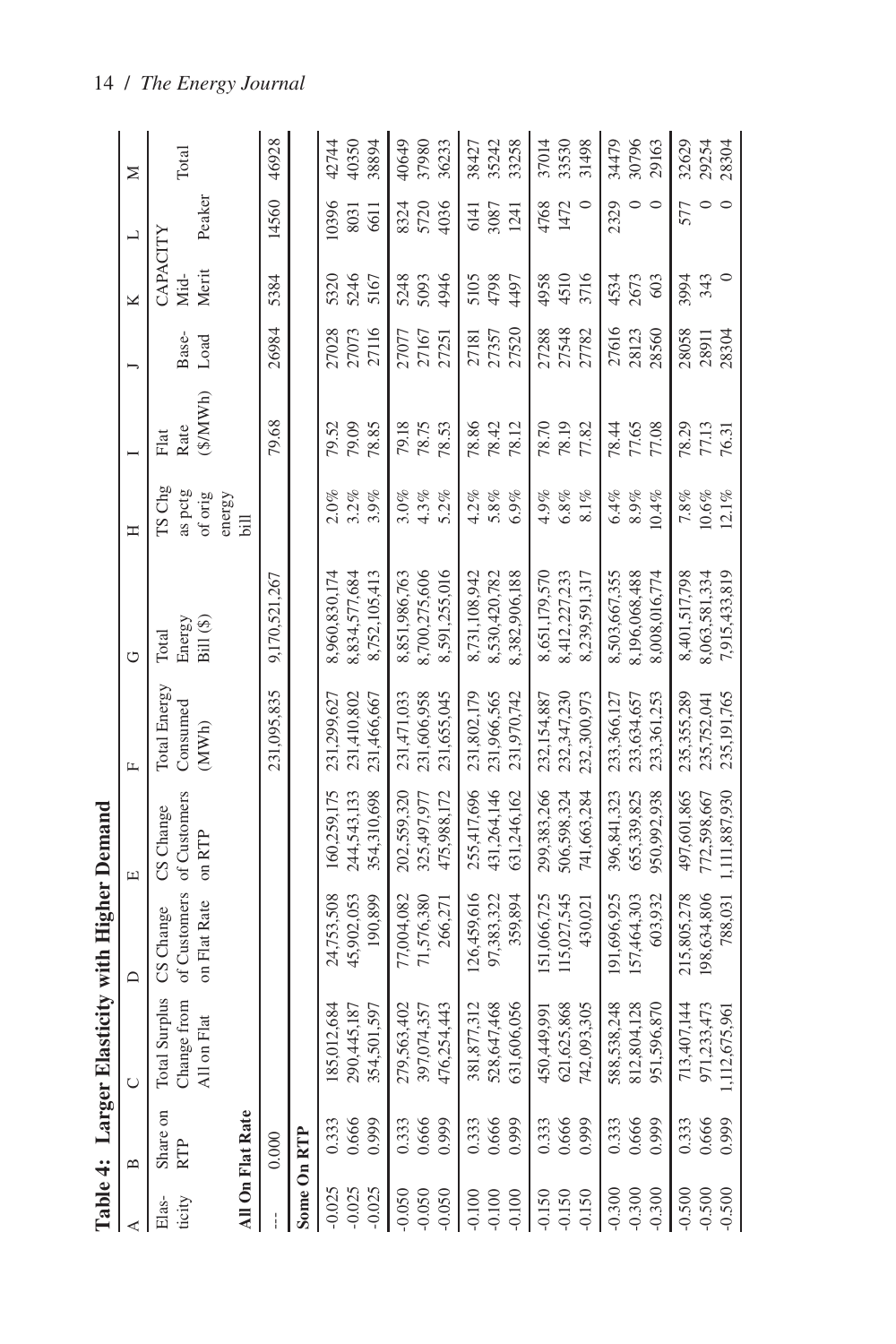**Table 4: Larger Elasticity with Higher Demand**

| A | B | C | D | E | F | G | H | I | J | K | L | M |
|---|---|---|---|---|---|---|---|---|---|---|---|---|
| Elasticity | Share on RTP | Total Surplus Change from All on Flat | CS Change of Customers on Flat Rate | CS Change of Customers on RTP | Total Energy Consumed (MWh) | Total Energy Bill ($) | TS Chg as pctg of orig energy bill | Flat Rate ($/MWh) | CAPACITY Base-Load | Mid-Merit | Peaker | Total |
| **All On Flat Rate** | | | | | | | | | | | | |
| --- | 0.000 | | | | 231,095,835 | 9,170,521,267 | | 79.68 | 26984 | 5384 | 14560 | 46928 |
| **Some On RTP** | | | | | | | | | | | | |
| -0.025 | 0.333 | 185,012,684 | 24,753,508 | 160,259,175 | 231,299,627 | 8,960,830,174 | 2.0% | 79.52 | 27028 | 5320 | 10396 | 42744 |
| -0.025 | 0.666 | 290,445,187 | 45,902,053 | 244,543,133 | 231,410,802 | 8,834,577,684 | 3.2% | 79.09 | 27073 | 5246 | 8031 | 40350 |
| -0.025 | 0.999 | 354,501,597 | 190,899 | 354,310,698 | 231,466,667 | 8,752,105,413 | 3.9% | 78.85 | 27116 | 5167 | 6611 | 38894 |
| -0.050 | 0.333 | 279,563,402 | 77,004,082 | 202,559,320 | 231,471,033 | 8,851,986,763 | 3.0% | 79.18 | 27077 | 5248 | 8324 | 40649 |
| -0.050 | 0.666 | 397,074,357 | 71,576,380 | 325,497,977 | 231,606,958 | 8,700,275,606 | 4.3% | 78.75 | 27167 | 5093 | 5720 | 37980 |
| -0.050 | 0.999 | 476,254,443 | 266,271 | 475,988,172 | 231,655,045 | 8,591,255,016 | 5.2% | 78.53 | 27251 | 4946 | 4036 | 36233 |
| -0.100 | 0.333 | 381,877,312 | 126,459,616 | 255,417,696 | 231,802,179 | 8,731,108,942 | 4.2% | 78.86 | 27181 | 5105 | 6141 | 38427 |
| -0.100 | 0.666 | 528,647,468 | 97,383,322 | 431,264,146 | 231,966,565 | 8,530,420,782 | 5.8% | 78.42 | 27357 | 4798 | 3087 | 35242 |
| -0.100 | 0.999 | 631,606,056 | 359,894 | 631,246,162 | 231,970,742 | 8,382,906,188 | 6.9% | 78.12 | 27520 | 4497 | 1241 | 33258 |
| -0.150 | 0.333 | 450,449,991 | 151,066,725 | 299,383,266 | 232,154,887 | 8,651,179,570 | 4.9% | 78.70 | 27288 | 4958 | 4768 | 37014 |
| -0.150 | 0.666 | 621,625,868 | 115,027,545 | 506,598,324 | 232,347,230 | 8,412,227,233 | 6.8% | 78.19 | 27548 | 4510 | 1472 | 33530 |
| -0.150 | 0.999 | 742,093,305 | 430,021 | 741,663,284 | 232,300,973 | 8,239,591,317 | 8.1% | 77.82 | 27782 | 3716 | 0 | 31498 |
| -0.300 | 0.333 | 588,538,248 | 191,696,925 | 396,841,323 | 233,366,127 | 8,503,667,355 | 6.4% | 78.44 | 27616 | 4534 | 2329 | 34479 |
| -0.300 | 0.666 | 812,804,128 | 157,464,303 | 655,339,825 | 233,634,657 | 8,196,068,488 | 8.9% | 77.65 | 28123 | 2673 | 0 | 30796 |
| -0.300 | 0.999 | 951,596,870 | 603,932 | 950,992,938 | 233,361,253 | 8,008,016,774 | 10.4% | 77.08 | 28560 | 603 | 0 | 29163 |
| -0.500 | 0.333 | 713,407,144 | 215,805,278 | 497,601,865 | 235,355,289 | 8,401,517,798 | 7.8% | 78.29 | 28058 | 3994 | 577 | 32629 |
| -0.500 | 0.666 | 971,233,473 | 198,634,806 | 772,598,667 | 235,752,041 | 8,063,581,334 | 10.6% | 77.13 | 28911 | 343 | 0 | 29254 |
| -0.500 | 0.999 | 1,112,675,961 | 788,031 | 1,111,887,930 | 235,191,765 | 7,915,433,819 | 12.1% | 76.31 | 28304 | 0 | 0 | 28304 |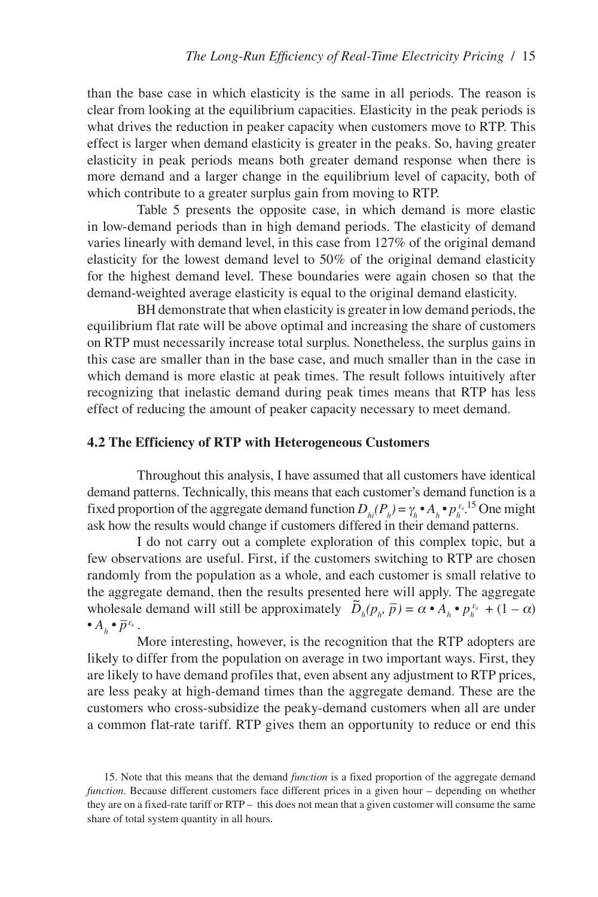than the base case in which elasticity is the same in all periods. The reason is clear from looking at the equilibrium capacities. Elasticity in the peak periods is what drives the reduction in peaker capacity when customers move to RTP. This effect is larger when demand elasticity is greater in the peaks. So, having greater elasticity in peak periods means both greater demand response when there is more demand and a larger change in the equilibrium level of capacity, both of which contribute to a greater surplus gain from moving to RTP.

Table 5 presents the opposite case, in which demand is more elastic in low-demand periods than in high demand periods. The elasticity of demand varies linearly with demand level, in this case from 127% of the original demand elasticity for the lowest demand level to 50% of the original demand elasticity for the highest demand level. These boundaries were again chosen so that the demand-weighted average elasticity is equal to the original demand elasticity.

BH demonstrate that when elasticity is greater in low demand periods, the equilibrium flat rate will be above optimal and increasing the share of customers on RTP must necessarily increase total surplus. Nonetheless, the surplus gains in this case are smaller than in the base case, and much smaller than in the case in which demand is more elastic at peak times. The result follows intuitively after recognizing that inelastic demand during peak times means that RTP has less effect of reducing the amount of peaker capacity necessary to meet demand.

### 4.2 The Efficiency of RTP with Heterogeneous Customers

Throughout this analysis, I have assumed that all customers have identical demand patterns. Technically, this means that each customer's demand function is a fixed proportion of the aggregate demand function $D_{hi}(P_h) = \gamma_h \bullet A_h \bullet p_h^{\varepsilon_h}$.[15] One might ask how the results would change if customers differed in their demand patterns.

I do not carry out a complete exploration of this complex topic, but a few observations are useful. First, if the customers switching to RTP are chosen randomly from the population as a whole, and each customer is small relative to the aggregate demand, then the results presented here will apply. The aggregate wholesale demand will still be approximately $\tilde{D}_h(p_h, \bar{p}) = \alpha \bullet A_h \bullet p_h^{\varepsilon_h} + (1 - \alpha) \bullet A_h \bullet \bar{p}^{\varepsilon_h}$.

More interesting, however, is the recognition that the RTP adopters are likely to differ from the population on average in two important ways. First, they are likely to have demand profiles that, even absent any adjustment to RTP prices, are less peaky at high-demand times than the aggregate demand. These are the customers who cross-subsidize the peaky-demand customers when all are under a common flat-rate tariff. RTP gives them an opportunity to reduce or end this

15. Note that this means that the demand *function* is a fixed proportion of the aggregate demand *function*. Because different customers face different prices in a given hour – depending on whether they are on a fixed-rate tariff or RTP – this does not mean that a given customer will consume the same share of total system quantity in all hours.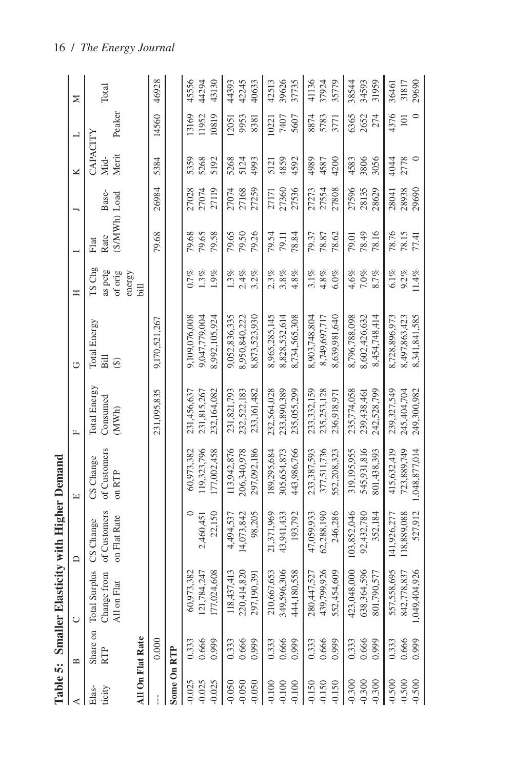**Table 5: Smaller Elasticity with Higher Demand**

| A | B | C | D | E | F | G | H | I | J | K | L | M |
|---|---|---|---|---|---|---|---|---|---|---|---|---|
| Elasticity | Share on RTP | Total Surplus Change from All on Flat | CS Change of Customers on Flat Rate | CS Change of Customers on RTP | Total Energy Consumed (MWh) | Total Energy Bill ($) | TS Chg as pctg of orig energy bill | Flat Rate ($/MWh) | CAPACITY Base-Load | Mid-Merit | Peaker | Total |
| **All On Flat Rate** | | | | | | | | | | | | |
| --- | 0.000 | | | | 231,095,835 | 9,170,521,267 | | 79.68 | 26984 | 5384 | 14560 | 46928 |
| **Some On RTP** | | | | | | | | | | | | |
| -0.025 | 0.333 | 60,973,382 | 0 | 60,973,382 | 231,456,637 | 9,109,076,008 | 0.7% | 79.68 | 27028 | 5359 | 13169 | 45556 |
| -0.025 | 0.666 | 121,784,247 | 2,460,451 | 119,323,796 | 231,815,267 | 9,047,779,004 | 1.3% | 79.65 | 27074 | 5268 | 11952 | 44294 |
| -0.025 | 0.999 | 177,024,608 | 22,150 | 177,002,458 | 232,164,082 | 8,992,105,924 | 1.9% | 79.58 | 27119 | 5192 | 10819 | 43130 |
| -0.050 | 0.333 | 118,437,413 | 4,494,537 | 113,942,876 | 231,821,793 | 9,052,836,335 | 1.3% | 79.65 | 27074 | 5268 | 12051 | 44393 |
| -0.050 | 0.666 | 220,414,820 | 14,073,842 | 206,340,978 | 232,522,183 | 8,950,840,222 | 2.4% | 79.50 | 27168 | 5124 | 9953 | 42245 |
| -0.050 | 0.999 | 297,190,391 | 98,205 | 297,092,186 | 233,161,482 | 8,873,523,930 | 3.2% | 79.26 | 27259 | 4993 | 8381 | 40633 |
| -0.100 | 0.333 | 210,667,653 | 21,371,969 | 189,295,684 | 232,564,028 | 8,965,285,145 | 2.3% | 79.54 | 27171 | 5121 | 10221 | 42513 |
| -0.100 | 0.666 | 349,596,306 | 43,941,433 | 305,654,873 | 233,890,389 | 8,828,532,614 | 3.8% | 79.11 | 27360 | 4859 | 7407 | 39626 |
| -0.100 | 0.999 | 444,180,558 | 193,792 | 443,986,766 | 235,055,299 | 8,734,565,308 | 4.8% | 78.84 | 27536 | 4592 | 5607 | 37735 |
| -0.150 | 0.333 | 280,447,527 | 47,059,933 | 233,387,593 | 233,332,159 | 8,903,748,804 | 3.1% | 79.37 | 27273 | 4989 | 8874 | 41136 |
| -0.150 | 0.666 | 439,799,926 | 62,288,190 | 377,511,736 | 235,253,128 | 8,749,697,717 | 4.8% | 78.87 | 27554 | 4587 | 5783 | 37924 |
| -0.150 | 0.999 | 552,454,609 | 246,286 | 552,208,323 | 236,918,971 | 8,639,981,640 | 6.0% | 78.62 | 27808 | 4200 | 3771 | 35779 |
| -0.300 | 0.333 | 423,048,000 | 103,852,046 | 319,195,955 | 235,774,058 | 8,796,788,098 | 4.6% | 79.01 | 27596 | 4583 | 6365 | 38544 |
| -0.300 | 0.666 | 638,364,596 | 92,432,780 | 545,931,816 | 239,438,461 | 8,602,426,632 | 7.0% | 78.49 | 28135 | 3806 | 2652 | 34593 |
| -0.300 | 0.999 | 801,790,577 | 352,184 | 801,438,393 | 242,528,799 | 8,454,748,414 | 8.7% | 78.16 | 28629 | 3056 | 274 | 31959 |
| -0.500 | 0.333 | 557,558,695 | 141,926,277 | 415,632,419 | 239,327,549 | 8,728,896,973 | 6.1% | 78.76 | 28041 | 4044 | 4376 | 36461 |
| -0.500 | 0.666 | 842,778,837 | 118,889,088 | 723,889,749 | 245,404,704 | 8,497,863,423 | 9.2% | 78.15 | 28938 | 2778 | 101 | 31817 |
| -0.500 | 0.999 | 1,049,404,926 | 527,912 | 1,048,877,014 | 249,300,982 | 8,341,841,585 | 11.4% | 77.41 | 29690 | 0 | 0 | 29690 |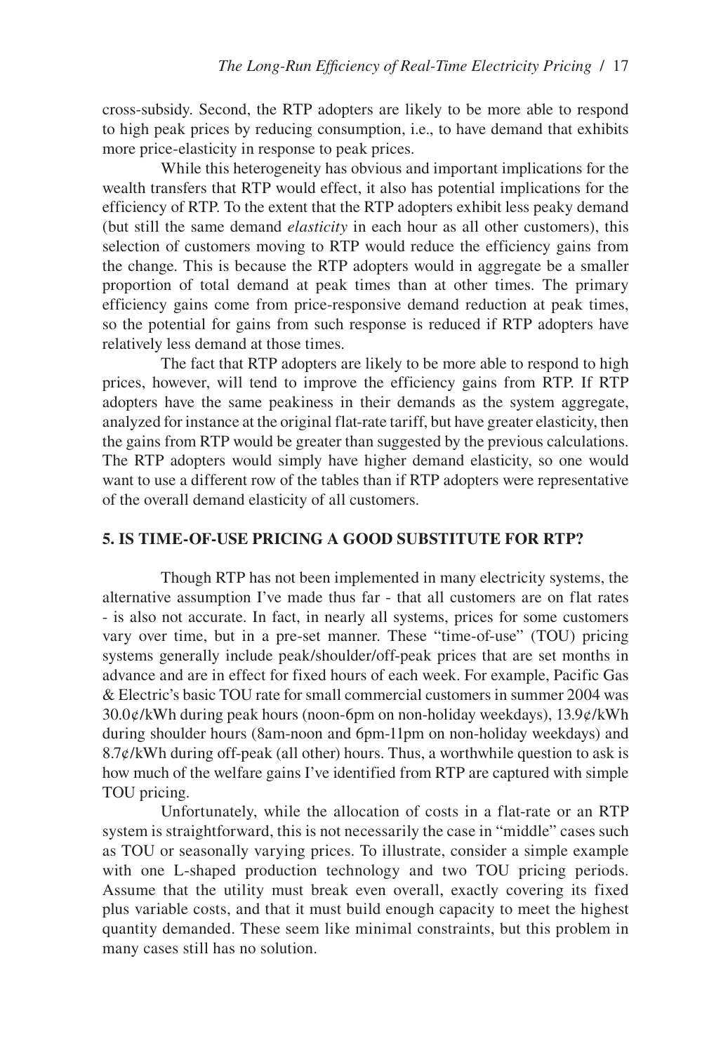cross-subsidy. Second, the RTP adopters are likely to be more able to respond to high peak prices by reducing consumption, i.e., to have demand that exhibits more price-elasticity in response to peak prices.

While this heterogeneity has obvious and important implications for the wealth transfers that RTP would effect, it also has potential implications for the efficiency of RTP. To the extent that the RTP adopters exhibit less peaky demand (but still the same demand *elasticity* in each hour as all other customers), this selection of customers moving to RTP would reduce the efficiency gains from the change. This is because the RTP adopters would in aggregate be a smaller proportion of total demand at peak times than at other times. The primary efficiency gains come from price-responsive demand reduction at peak times, so the potential for gains from such response is reduced if RTP adopters have relatively less demand at those times.

The fact that RTP adopters are likely to be more able to respond to high prices, however, will tend to improve the efficiency gains from RTP. If RTP adopters have the same peakiness in their demands as the system aggregate, analyzed for instance at the original flat-rate tariff, but have greater elasticity, then the gains from RTP would be greater than suggested by the previous calculations. The RTP adopters would simply have higher demand elasticity, so one would want to use a different row of the tables than if RTP adopters were representative of the overall demand elasticity of all customers.

## 5. IS TIME-OF-USE PRICING A GOOD SUBSTITUTE FOR RTP?

Though RTP has not been implemented in many electricity systems, the alternative assumption I've made thus far - that all customers are on flat rates - is also not accurate. In fact, in nearly all systems, prices for some customers vary over time, but in a pre-set manner. These "time-of-use" (TOU) pricing systems generally include peak/shoulder/off-peak prices that are set months in advance and are in effect for fixed hours of each week. For example, Pacific Gas & Electric's basic TOU rate for small commercial customers in summer 2004 was 30.0¢/kWh during peak hours (noon-6pm on non-holiday weekdays), 13.9¢/kWh during shoulder hours (8am-noon and 6pm-11pm on non-holiday weekdays) and 8.7¢/kWh during off-peak (all other) hours. Thus, a worthwhile question to ask is how much of the welfare gains I've identified from RTP are captured with simple TOU pricing.

Unfortunately, while the allocation of costs in a flat-rate or an RTP system is straightforward, this is not necessarily the case in "middle" cases such as TOU or seasonally varying prices. To illustrate, consider a simple example with one L-shaped production technology and two TOU pricing periods. Assume that the utility must break even overall, exactly covering its fixed plus variable costs, and that it must build enough capacity to meet the highest quantity demanded. These seem like minimal constraints, but this problem in many cases still has no solution.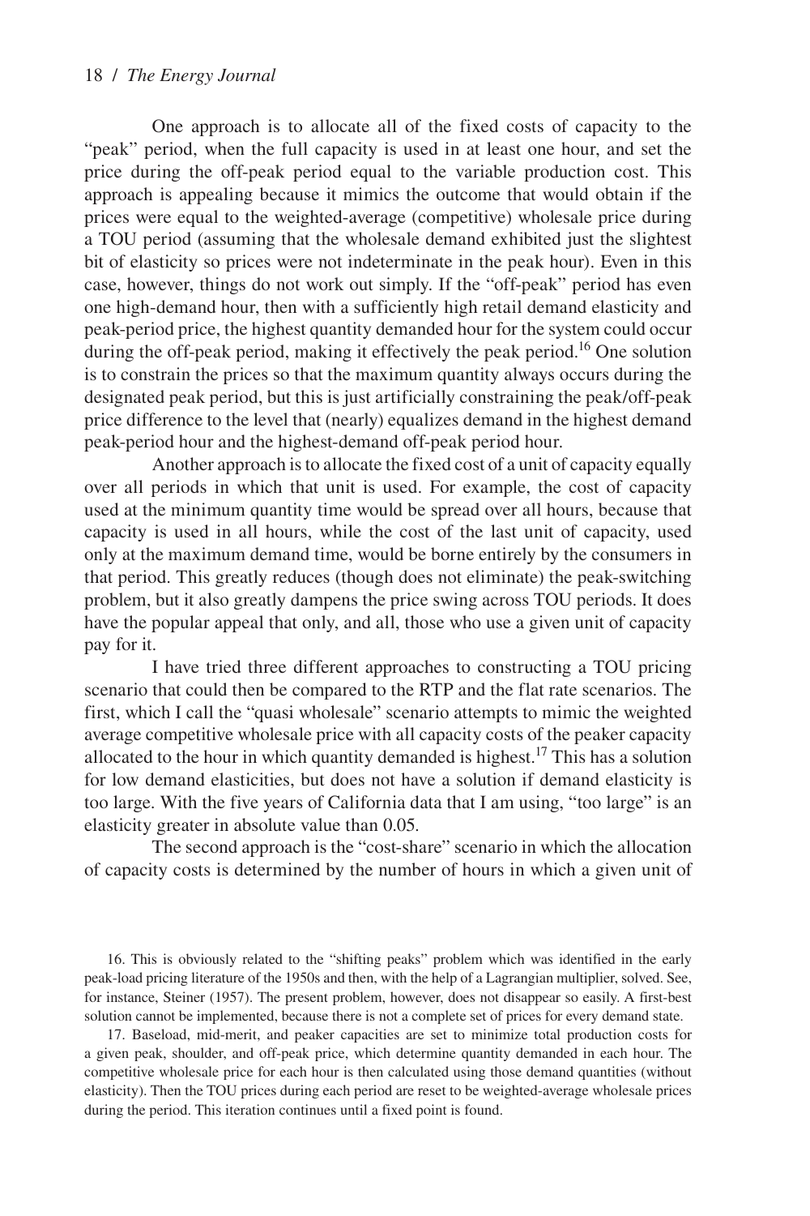One approach is to allocate all of the fixed costs of capacity to the "peak" period, when the full capacity is used in at least one hour, and set the price during the off-peak period equal to the variable production cost. This approach is appealing because it mimics the outcome that would obtain if the prices were equal to the weighted-average (competitive) wholesale price during a TOU period (assuming that the wholesale demand exhibited just the slightest bit of elasticity so prices were not indeterminate in the peak hour). Even in this case, however, things do not work out simply. If the "off-peak" period has even one high-demand hour, then with a sufficiently high retail demand elasticity and peak-period price, the highest quantity demanded hour for the system could occur during the off-peak period, making it effectively the peak period.[16] One solution is to constrain the prices so that the maximum quantity always occurs during the designated peak period, but this is just artificially constraining the peak/off-peak price difference to the level that (nearly) equalizes demand in the highest demand peak-period hour and the highest-demand off-peak period hour.

Another approach is to allocate the fixed cost of a unit of capacity equally over all periods in which that unit is used. For example, the cost of capacity used at the minimum quantity time would be spread over all hours, because that capacity is used in all hours, while the cost of the last unit of capacity, used only at the maximum demand time, would be borne entirely by the consumers in that period. This greatly reduces (though does not eliminate) the peak-switching problem, but it also greatly dampens the price swing across TOU periods. It does have the popular appeal that only, and all, those who use a given unit of capacity pay for it.

I have tried three different approaches to constructing a TOU pricing scenario that could then be compared to the RTP and the flat rate scenarios. The first, which I call the "quasi wholesale" scenario attempts to mimic the weighted average competitive wholesale price with all capacity costs of the peaker capacity allocated to the hour in which quantity demanded is highest.[17] This has a solution for low demand elasticities, but does not have a solution if demand elasticity is too large. With the five years of California data that I am using, "too large" is an elasticity greater in absolute value than 0.05.

The second approach is the "cost-share" scenario in which the allocation of capacity costs is determined by the number of hours in which a given unit of

16. This is obviously related to the "shifting peaks" problem which was identified in the early peak-load pricing literature of the 1950s and then, with the help of a Lagrangian multiplier, solved. See, for instance, Steiner (1957). The present problem, however, does not disappear so easily. A first-best solution cannot be implemented, because there is not a complete set of prices for every demand state.

17. Baseload, mid-merit, and peaker capacities are set to minimize total production costs for a given peak, shoulder, and off-peak price, which determine quantity demanded in each hour. The competitive wholesale price for each hour is then calculated using those demand quantities (without elasticity). Then the TOU prices during each period are reset to be weighted-average wholesale prices during the period. This iteration continues until a fixed point is found.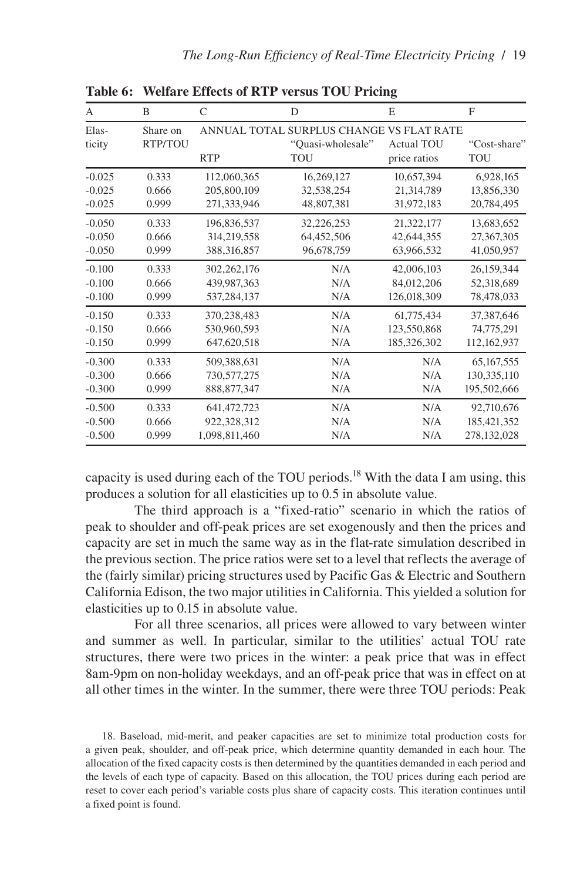**Table 6: Welfare Effects of RTP versus TOU Pricing**

| A | B | C | D | E | F |
|---|---|---|---|---|---|
| Elasticity | Share on RTP/TOU | ANNUAL TOTAL SURPLUS CHANGE VS FLAT RATE | | | |
| | | RTP | "Quasi-wholesale" TOU | Actual TOU price ratios | "Cost-share" TOU |
| -0.025 | 0.333 | 112,060,365 | 16,269,127 | 10,657,394 | 6,928,165 |
| -0.025 | 0.666 | 205,800,109 | 32,538,254 | 21,314,789 | 13,856,330 |
| -0.025 | 0.999 | 271,333,946 | 48,807,381 | 31,972,183 | 20,784,495 |
| -0.050 | 0.333 | 196,836,537 | 32,226,253 | 21,322,177 | 13,683,652 |
| -0.050 | 0.666 | 314,219,558 | 64,452,506 | 42,644,355 | 27,367,305 |
| -0.050 | 0.999 | 388,316,857 | 96,678,759 | 63,966,532 | 41,050,957 |
| -0.100 | 0.333 | 302,262,176 | N/A | 42,006,103 | 26,159,344 |
| -0.100 | 0.666 | 439,987,363 | N/A | 84,012,206 | 52,318,689 |
| -0.100 | 0.999 | 537,284,137 | N/A | 126,018,309 | 78,478,033 |
| -0.150 | 0.333 | 370,238,483 | N/A | 61,775,434 | 37,387,646 |
| -0.150 | 0.666 | 530,960,593 | N/A | 123,550,868 | 74,775,291 |
| -0.150 | 0.999 | 647,620,518 | N/A | 185,326,302 | 112,162,937 |
| -0.300 | 0.333 | 509,388,631 | N/A | N/A | 65,167,555 |
| -0.300 | 0.666 | 730,577,275 | N/A | N/A | 130,335,110 |
| -0.300 | 0.999 | 888,877,347 | N/A | N/A | 195,502,666 |
| -0.500 | 0.333 | 641,472,723 | N/A | N/A | 92,710,676 |
| -0.500 | 0.666 | 922,328,312 | N/A | N/A | 185,421,352 |
| -0.500 | 0.999 | 1,098,811,460 | N/A | N/A | 278,132,028 |

capacity is used during each of the TOU periods.[18] With the data I am using, this produces a solution for all elasticities up to 0.5 in absolute value.

The third approach is a "fixed-ratio" scenario in which the ratios of peak to shoulder and off-peak prices are set exogenously and then the prices and capacity are set in much the same way as in the flat-rate simulation described in the previous section. The price ratios were set to a level that reflects the average of the (fairly similar) pricing structures used by Pacific Gas & Electric and Southern California Edison, the two major utilities in California. This yielded a solution for elasticities up to 0.15 in absolute value.

For all three scenarios, all prices were allowed to vary between winter and summer as well. In particular, similar to the utilities' actual TOU rate structures, there were two prices in the winter: a peak price that was in effect 8am-9pm on non-holiday weekdays, and an off-peak price that was in effect on at all other times in the winter. In the summer, there were three TOU periods: Peak

18. Baseload, mid-merit, and peaker capacities are set to minimize total production costs for a given peak, shoulder, and off-peak price, which determine quantity demanded in each hour. The allocation of the fixed capacity costs is then determined by the quantities demanded in each period and the levels of each type of capacity. Based on this allocation, the TOU prices during each period are reset to cover each period's variable costs plus share of capacity costs. This iteration continues until a fixed point is found.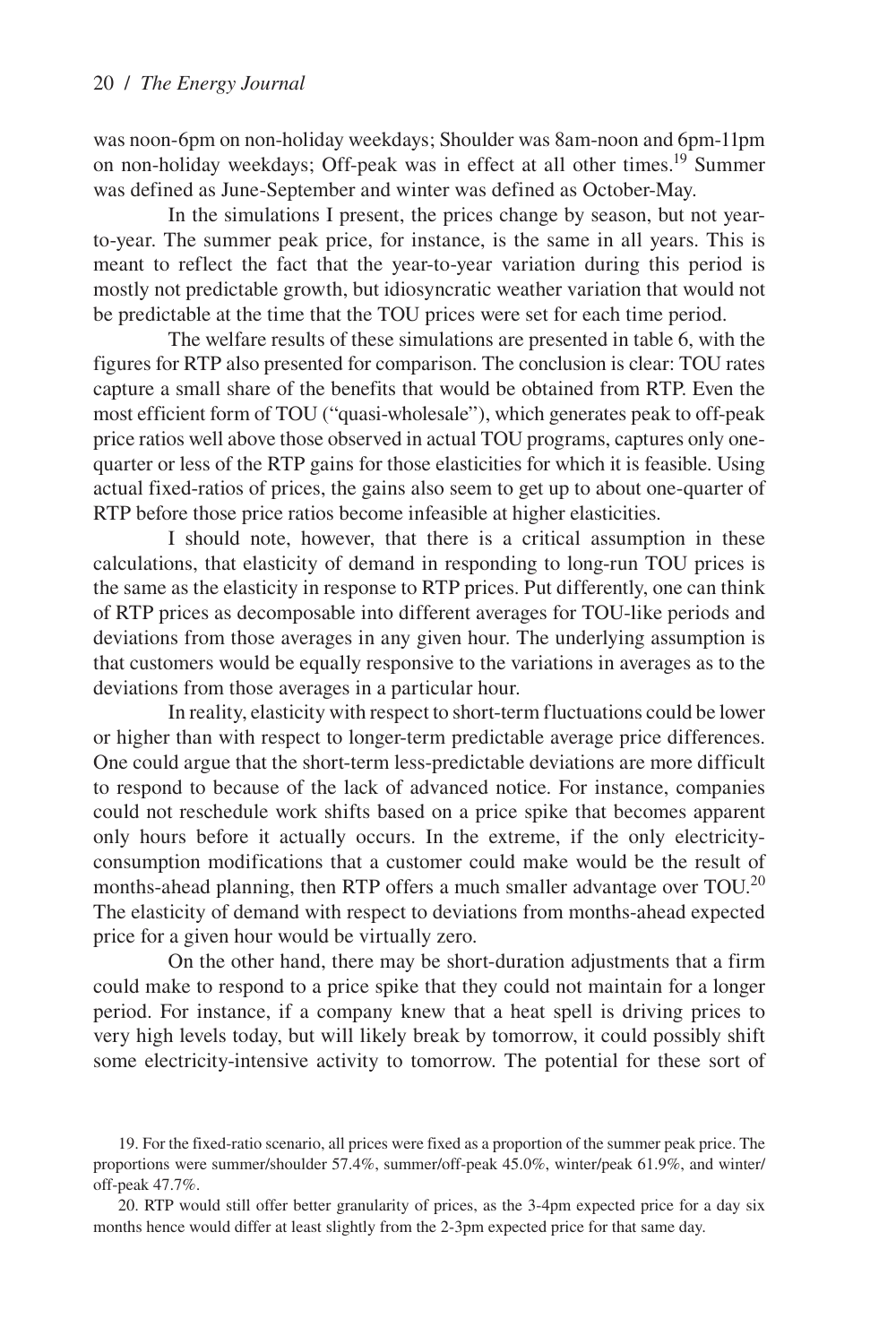was noon-6pm on non-holiday weekdays; Shoulder was 8am-noon and 6pm-11pm on non-holiday weekdays; Off-peak was in effect at all other times.[19] Summer was defined as June-September and winter was defined as October-May.

In the simulations I present, the prices change by season, but not year-to-year. The summer peak price, for instance, is the same in all years. This is meant to reflect the fact that the year-to-year variation during this period is mostly not predictable growth, but idiosyncratic weather variation that would not be predictable at the time that the TOU prices were set for each time period.

The welfare results of these simulations are presented in table 6, with the figures for RTP also presented for comparison. The conclusion is clear: TOU rates capture a small share of the benefits that would be obtained from RTP. Even the most efficient form of TOU ("quasi-wholesale"), which generates peak to off-peak price ratios well above those observed in actual TOU programs, captures only one-quarter or less of the RTP gains for those elasticities for which it is feasible. Using actual fixed-ratios of prices, the gains also seem to get up to about one-quarter of RTP before those price ratios become infeasible at higher elasticities.

I should note, however, that there is a critical assumption in these calculations, that elasticity of demand in responding to long-run TOU prices is the same as the elasticity in response to RTP prices. Put differently, one can think of RTP prices as decomposable into different averages for TOU-like periods and deviations from those averages in any given hour. The underlying assumption is that customers would be equally responsive to the variations in averages as to the deviations from those averages in a particular hour.

In reality, elasticity with respect to short-term fluctuations could be lower or higher than with respect to longer-term predictable average price differences. One could argue that the short-term less-predictable deviations are more difficult to respond to because of the lack of advanced notice. For instance, companies could not reschedule work shifts based on a price spike that becomes apparent only hours before it actually occurs. In the extreme, if the only electricity-consumption modifications that a customer could make would be the result of months-ahead planning, then RTP offers a much smaller advantage over TOU.[20] The elasticity of demand with respect to deviations from months-ahead expected price for a given hour would be virtually zero.

On the other hand, there may be short-duration adjustments that a firm could make to respond to a price spike that they could not maintain for a longer period. For instance, if a company knew that a heat spell is driving prices to very high levels today, but will likely break by tomorrow, it could possibly shift some electricity-intensive activity to tomorrow. The potential for these sort of

19. For the fixed-ratio scenario, all prices were fixed as a proportion of the summer peak price. The proportions were summer/shoulder 57.4%, summer/off-peak 45.0%, winter/peak 61.9%, and winter/off-peak 47.7%.

20. RTP would still offer better granularity of prices, as the 3-4pm expected price for a day six months hence would differ at least slightly from the 2-3pm expected price for that same day.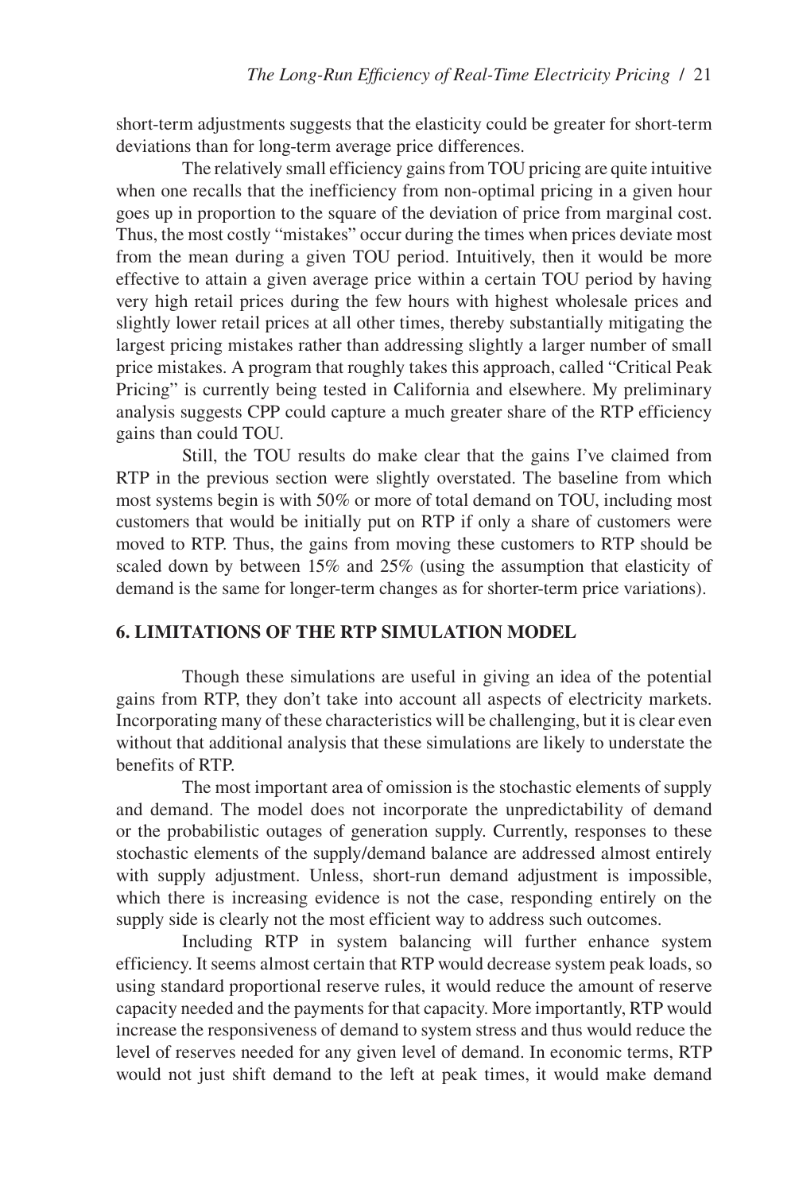short-term adjustments suggests that the elasticity could be greater for short-term deviations than for long-term average price differences.

The relatively small efficiency gains from TOU pricing are quite intuitive when one recalls that the inefficiency from non-optimal pricing in a given hour goes up in proportion to the square of the deviation of price from marginal cost. Thus, the most costly "mistakes" occur during the times when prices deviate most from the mean during a given TOU period. Intuitively, then it would be more effective to attain a given average price within a certain TOU period by having very high retail prices during the few hours with highest wholesale prices and slightly lower retail prices at all other times, thereby substantially mitigating the largest pricing mistakes rather than addressing slightly a larger number of small price mistakes. A program that roughly takes this approach, called "Critical Peak Pricing" is currently being tested in California and elsewhere. My preliminary analysis suggests CPP could capture a much greater share of the RTP efficiency gains than could TOU.

Still, the TOU results do make clear that the gains I've claimed from RTP in the previous section were slightly overstated. The baseline from which most systems begin is with 50% or more of total demand on TOU, including most customers that would be initially put on RTP if only a share of customers were moved to RTP. Thus, the gains from moving these customers to RTP should be scaled down by between 15% and 25% (using the assumption that elasticity of demand is the same for longer-term changes as for shorter-term price variations).

## 6. LIMITATIONS OF THE RTP SIMULATION MODEL

Though these simulations are useful in giving an idea of the potential gains from RTP, they don't take into account all aspects of electricity markets. Incorporating many of these characteristics will be challenging, but it is clear even without that additional analysis that these simulations are likely to understate the benefits of RTP.

The most important area of omission is the stochastic elements of supply and demand. The model does not incorporate the unpredictability of demand or the probabilistic outages of generation supply. Currently, responses to these stochastic elements of the supply/demand balance are addressed almost entirely with supply adjustment. Unless, short-run demand adjustment is impossible, which there is increasing evidence is not the case, responding entirely on the supply side is clearly not the most efficient way to address such outcomes.

Including RTP in system balancing will further enhance system efficiency. It seems almost certain that RTP would decrease system peak loads, so using standard proportional reserve rules, it would reduce the amount of reserve capacity needed and the payments for that capacity. More importantly, RTP would increase the responsiveness of demand to system stress and thus would reduce the level of reserves needed for any given level of demand. In economic terms, RTP would not just shift demand to the left at peak times, it would make demand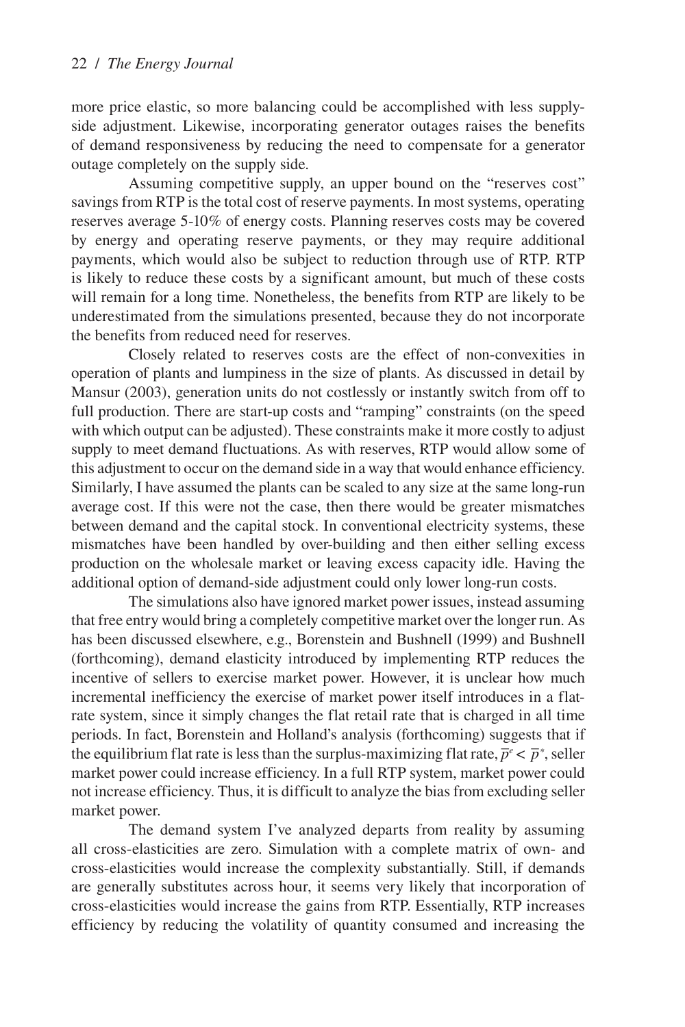more price elastic, so more balancing could be accomplished with less supply-side adjustment. Likewise, incorporating generator outages raises the benefits of demand responsiveness by reducing the need to compensate for a generator outage completely on the supply side.

Assuming competitive supply, an upper bound on the "reserves cost" savings from RTP is the total cost of reserve payments. In most systems, operating reserves average 5-10% of energy costs. Planning reserves costs may be covered by energy and operating reserve payments, or they may require additional payments, which would also be subject to reduction through use of RTP. RTP is likely to reduce these costs by a significant amount, but much of these costs will remain for a long time. Nonetheless, the benefits from RTP are likely to be underestimated from the simulations presented, because they do not incorporate the benefits from reduced need for reserves.

Closely related to reserves costs are the effect of non-convexities in operation of plants and lumpiness in the size of plants. As discussed in detail by Mansur (2003), generation units do not costlessly or instantly switch from off to full production. There are start-up costs and "ramping" constraints (on the speed with which output can be adjusted). These constraints make it more costly to adjust supply to meet demand fluctuations. As with reserves, RTP would allow some of this adjustment to occur on the demand side in a way that would enhance efficiency. Similarly, I have assumed the plants can be scaled to any size at the same long-run average cost. If this were not the case, then there would be greater mismatches between demand and the capital stock. In conventional electricity systems, these mismatches have been handled by over-building and then either selling excess production on the wholesale market or leaving excess capacity idle. Having the additional option of demand-side adjustment could only lower long-run costs.

The simulations also have ignored market power issues, instead assuming that free entry would bring a completely competitive market over the longer run. As has been discussed elsewhere, e.g., Borenstein and Bushnell (1999) and Bushnell (forthcoming), demand elasticity introduced by implementing RTP reduces the incentive of sellers to exercise market power. However, it is unclear how much incremental inefficiency the exercise of market power itself introduces in a flat-rate system, since it simply changes the flat retail rate that is charged in all time periods. In fact, Borenstein and Holland's analysis (forthcoming) suggests that if the equilibrium flat rate is less than the surplus-maximizing flat rate, $\bar{p}^e < \bar{p}^*$, seller market power could increase efficiency. In a full RTP system, market power could not increase efficiency. Thus, it is difficult to analyze the bias from excluding seller market power.

The demand system I've analyzed departs from reality by assuming all cross-elasticities are zero. Simulation with a complete matrix of own- and cross-elasticities would increase the complexity substantially. Still, if demands are generally substitutes across hour, it seems very likely that incorporation of cross-elasticities would increase the gains from RTP. Essentially, RTP increases efficiency by reducing the volatility of quantity consumed and increasing the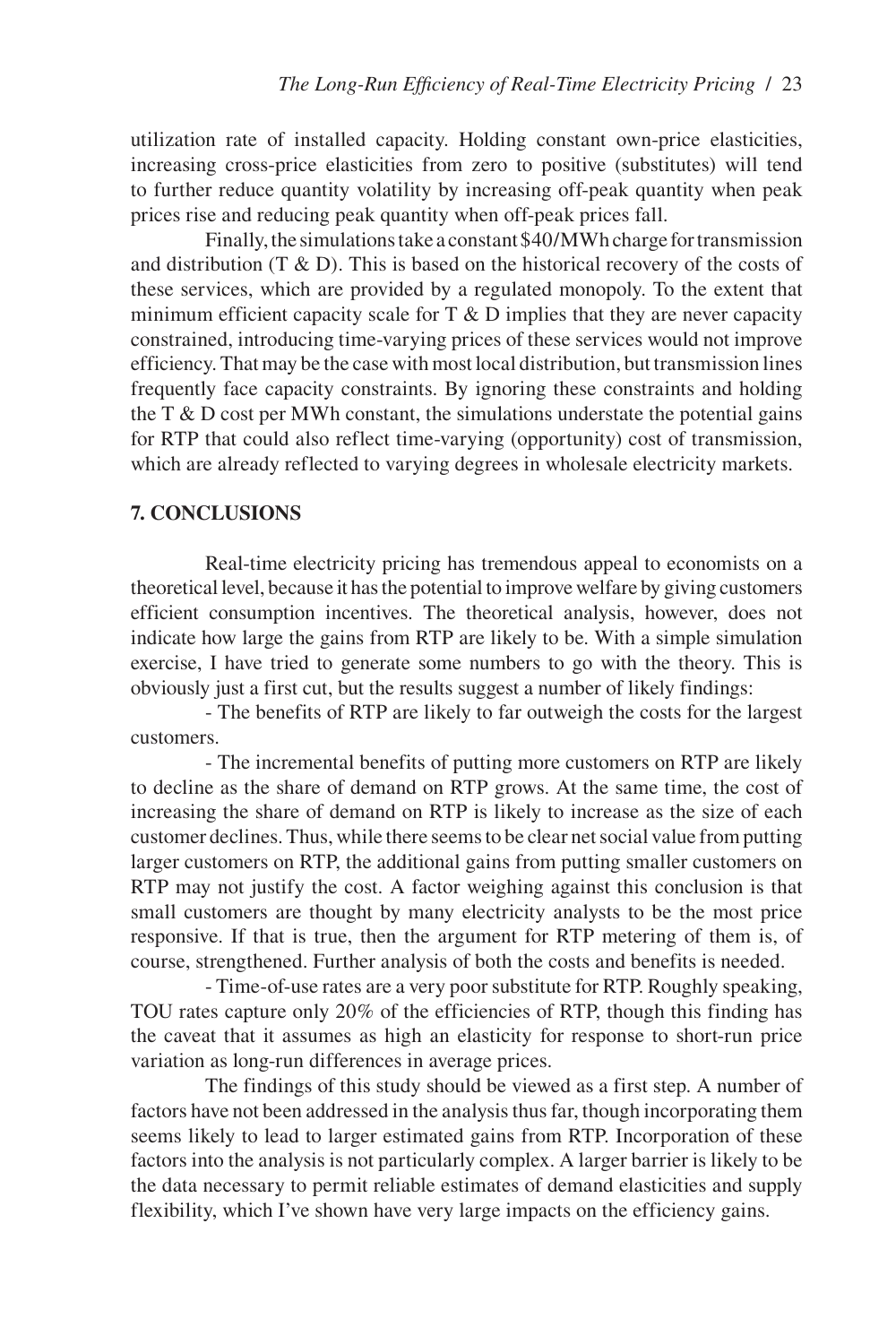utilization rate of installed capacity. Holding constant own-price elasticities, increasing cross-price elasticities from zero to positive (substitutes) will tend to further reduce quantity volatility by increasing off-peak quantity when peak prices rise and reducing peak quantity when off-peak prices fall.

Finally, the simulations take a constant $40/MWh charge for transmission and distribution (T & D). This is based on the historical recovery of the costs of these services, which are provided by a regulated monopoly. To the extent that minimum efficient capacity scale for T & D implies that they are never capacity constrained, introducing time-varying prices of these services would not improve efficiency. That may be the case with most local distribution, but transmission lines frequently face capacity constraints. By ignoring these constraints and holding the T & D cost per MWh constant, the simulations understate the potential gains for RTP that could also reflect time-varying (opportunity) cost of transmission, which are already reflected to varying degrees in wholesale electricity markets.

## 7. CONCLUSIONS

Real-time electricity pricing has tremendous appeal to economists on a theoretical level, because it has the potential to improve welfare by giving customers efficient consumption incentives. The theoretical analysis, however, does not indicate how large the gains from RTP are likely to be. With a simple simulation exercise, I have tried to generate some numbers to go with the theory. This is obviously just a first cut, but the results suggest a number of likely findings:

- The benefits of RTP are likely to far outweigh the costs for the largest customers.
- The incremental benefits of putting more customers on RTP are likely to decline as the share of demand on RTP grows. At the same time, the cost of increasing the share of demand on RTP is likely to increase as the size of each customer declines. Thus, while there seems to be clear net social value from putting larger customers on RTP, the additional gains from putting smaller customers on RTP may not justify the cost. A factor weighing against this conclusion is that small customers are thought by many electricity analysts to be the most price responsive. If that is true, then the argument for RTP metering of them is, of course, strengthened. Further analysis of both the costs and benefits is needed.
- Time-of-use rates are a very poor substitute for RTP. Roughly speaking, TOU rates capture only 20% of the efficiencies of RTP, though this finding has the caveat that it assumes as high an elasticity for response to short-run price variation as long-run differences in average prices.

The findings of this study should be viewed as a first step. A number of factors have not been addressed in the analysis thus far, though incorporating them seems likely to lead to larger estimated gains from RTP. Incorporation of these factors into the analysis is not particularly complex. A larger barrier is likely to be the data necessary to permit reliable estimates of demand elasticities and supply flexibility, which I've shown have very large impacts on the efficiency gains.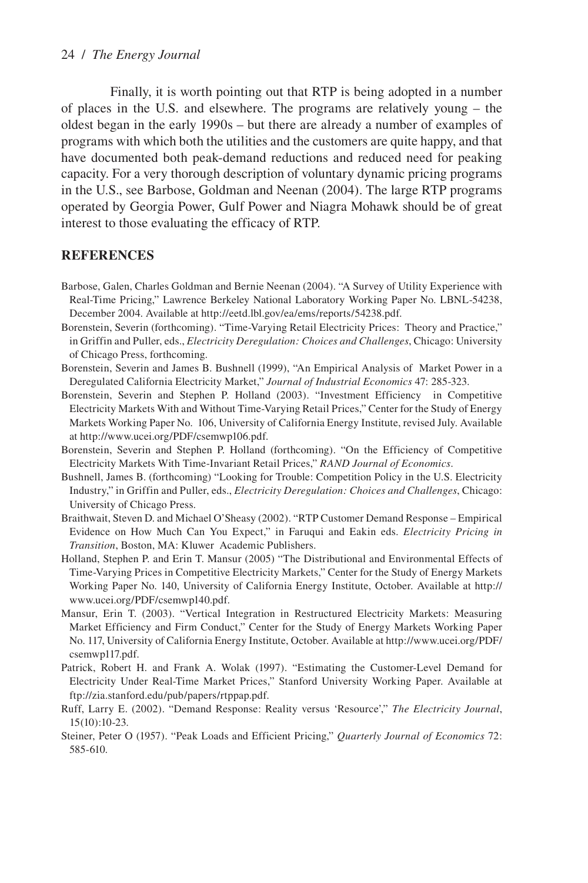Finally, it is worth pointing out that RTP is being adopted in a number of places in the U.S. and elsewhere. The programs are relatively young – the oldest began in the early 1990s – but there are already a number of examples of programs with which both the utilities and the customers are quite happy, and that have documented both peak-demand reductions and reduced need for peaking capacity. For a very thorough description of voluntary dynamic pricing programs in the U.S., see Barbose, Goldman and Neenan (2004). The large RTP programs operated by Georgia Power, Gulf Power and Niagra Mohawk should be of great interest to those evaluating the efficacy of RTP.

## REFERENCES

Barbose, Galen, Charles Goldman and Bernie Neenan (2004). "A Survey of Utility Experience with Real-Time Pricing," Lawrence Berkeley National Laboratory Working Paper No. LBNL-54238, December 2004. Available at http://eetd.lbl.gov/ea/ems/reports/54238.pdf.

Borenstein, Severin (forthcoming). "Time-Varying Retail Electricity Prices: Theory and Practice," in Griffin and Puller, eds., *Electricity Deregulation: Choices and Challenges*, Chicago: University of Chicago Press, forthcoming.

Borenstein, Severin and James B. Bushnell (1999), "An Empirical Analysis of Market Power in a Deregulated California Electricity Market," *Journal of Industrial Economics* 47: 285-323.

Borenstein, Severin and Stephen P. Holland (2003). "Investment Efficiency in Competitive Electricity Markets With and Without Time-Varying Retail Prices," Center for the Study of Energy Markets Working Paper No. 106, University of California Energy Institute, revised July. Available at http://www.ucei.org/PDF/csemwp106.pdf.

Borenstein, Severin and Stephen P. Holland (forthcoming). "On the Efficiency of Competitive Electricity Markets With Time-Invariant Retail Prices," *RAND Journal of Economics*.

Bushnell, James B. (forthcoming) "Looking for Trouble: Competition Policy in the U.S. Electricity Industry," in Griffin and Puller, eds., *Electricity Deregulation: Choices and Challenges*, Chicago: University of Chicago Press.

Braithwait, Steven D. and Michael O'Sheasy (2002). "RTP Customer Demand Response – Empirical Evidence on How Much Can You Expect," in Faruqui and Eakin eds. *Electricity Pricing in Transition*, Boston, MA: Kluwer Academic Publishers.

Holland, Stephen P. and Erin T. Mansur (2005) "The Distributional and Environmental Effects of Time-Varying Prices in Competitive Electricity Markets," Center for the Study of Energy Markets Working Paper No. 140, University of California Energy Institute, October. Available at http://www.ucei.org/PDF/csemwp140.pdf.

Mansur, Erin T. (2003). "Vertical Integration in Restructured Electricity Markets: Measuring Market Efficiency and Firm Conduct," Center for the Study of Energy Markets Working Paper No. 117, University of California Energy Institute, October. Available at http://www.ucei.org/PDF/csemwp117.pdf.

Patrick, Robert H. and Frank A. Wolak (1997). "Estimating the Customer-Level Demand for Electricity Under Real-Time Market Prices," Stanford University Working Paper. Available at ftp://zia.stanford.edu/pub/papers/rtppap.pdf.

Ruff, Larry E. (2002). "Demand Response: Reality versus 'Resource'," *The Electricity Journal*, 15(10):10-23.

Steiner, Peter O (1957). "Peak Loads and Efficient Pricing," *Quarterly Journal of Economics* 72: 585-610.